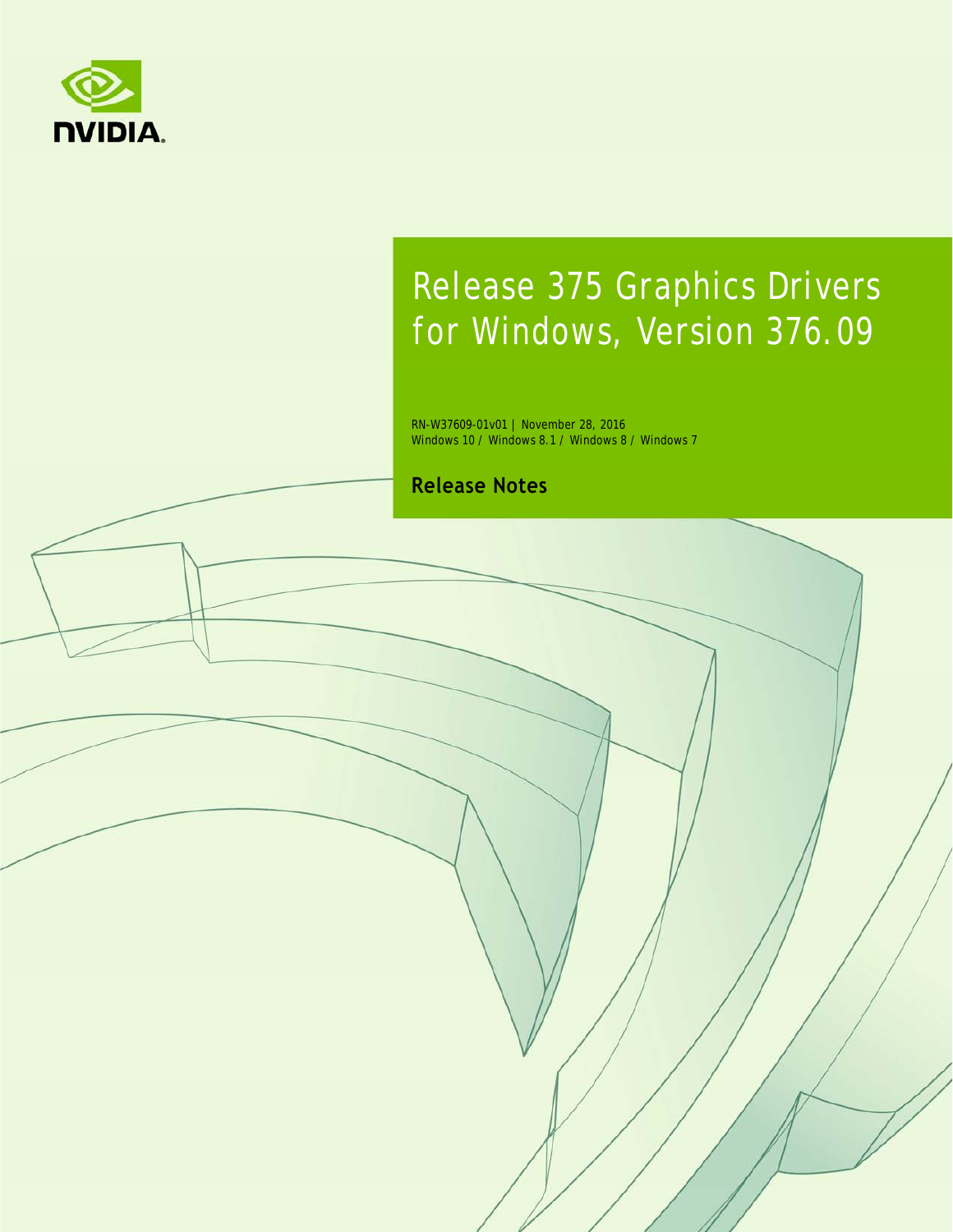NVIDIA.

# Release 375 Graphics Drivers for Windows, Version 376.09

RN-W37609-01v01 | November 28, 2016
Windows 10 / Windows 8.1 / Windows 8 / Windows 7

**Release Notes**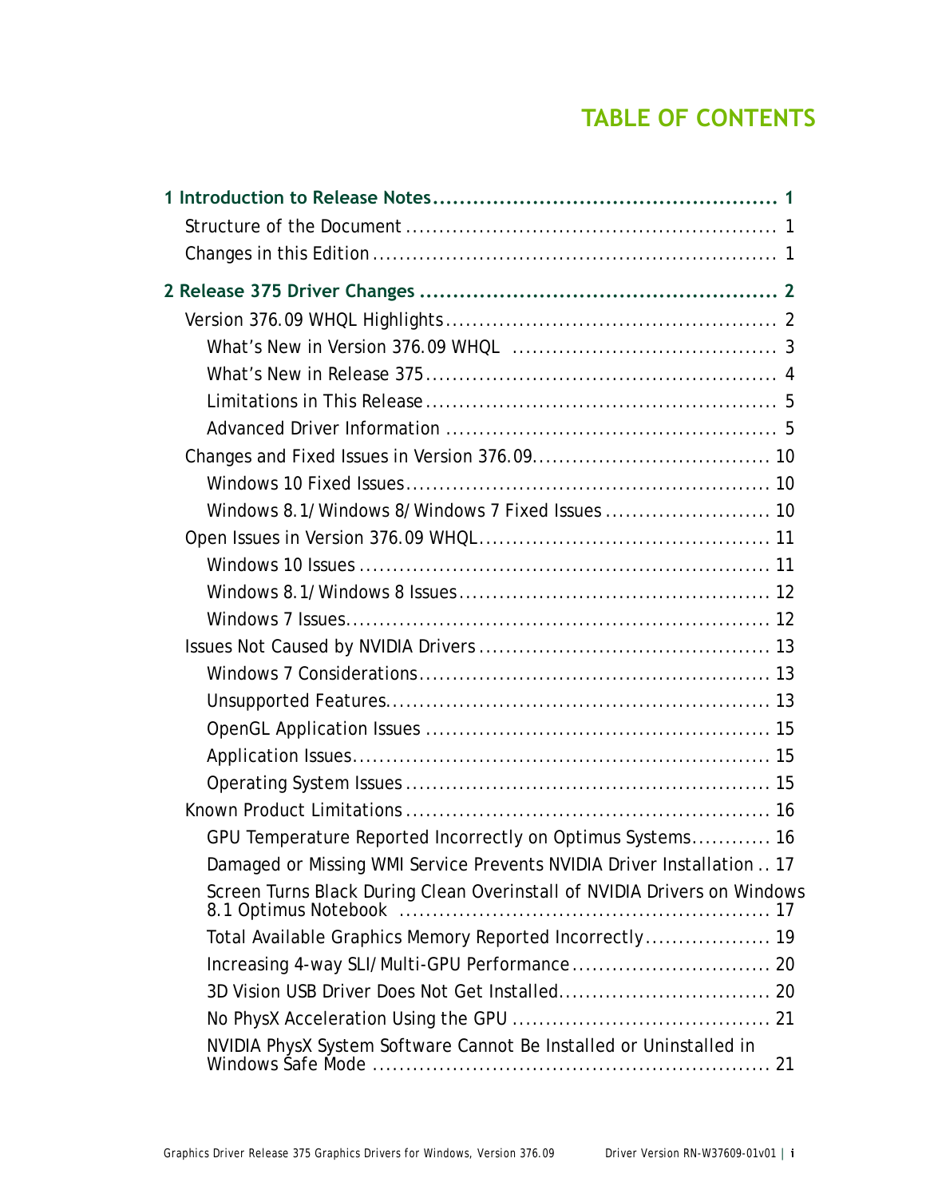# TABLE OF CONTENTS

**1 Introduction to Release Notes .................................................. 1**

- Structure of the Document ........................................................ 1
- Changes in this Edition ............................................................ 1

**2 Release 375 Driver Changes .................................................. 2**

- Version 376.09 WHQL Highlights .................................................. 2
  - What's New in Version 376.09 WHQL ....................................... 3
  - What's New in Release 375 ..................................................... 4
  - Limitations in This Release ..................................................... 5
  - Advanced Driver Information .................................................. 5
- Changes and Fixed Issues in Version 376.09.................................... 10
  - Windows 10 Fixed Issues ........................................................ 10
  - Windows 8.1/Windows 8/Windows 7 Fixed Issues ......................... 10
- Open Issues in Version 376.09 WHQL............................................ 11
  - Windows 10 Issues ............................................................... 11
  - Windows 8.1/Windows 8 Issues ................................................ 12
  - Windows 7 Issues.................................................................. 12
- Issues Not Caused by NVIDIA Drivers ............................................ 13
  - Windows 7 Considerations ...................................................... 13
  - Unsupported Features............................................................ 13
  - OpenGL Application Issues ..................................................... 15
  - Application Issues................................................................. 15
  - Operating System Issues ........................................................ 15
- Known Product Limitations ........................................................ 16
  - GPU Temperature Reported Incorrectly on Optimus Systems............ 16
  - Damaged or Missing WMI Service Prevents NVIDIA Driver Installation .. 17
  - Screen Turns Black During Clean Overinstall of NVIDIA Drivers on Windows 8.1 Optimus Notebook ........................................................ 17
  - Total Available Graphics Memory Reported Incorrectly................... 19
  - Increasing 4-way SLI/Multi-GPU Performance .............................. 20
  - 3D Vision USB Driver Does Not Get Installed................................ 20
  - No PhysX Acceleration Using the GPU ....................................... 21
  - NVIDIA PhysX System Software Cannot Be Installed or Uninstalled in Windows Safe Mode ............................................................ 21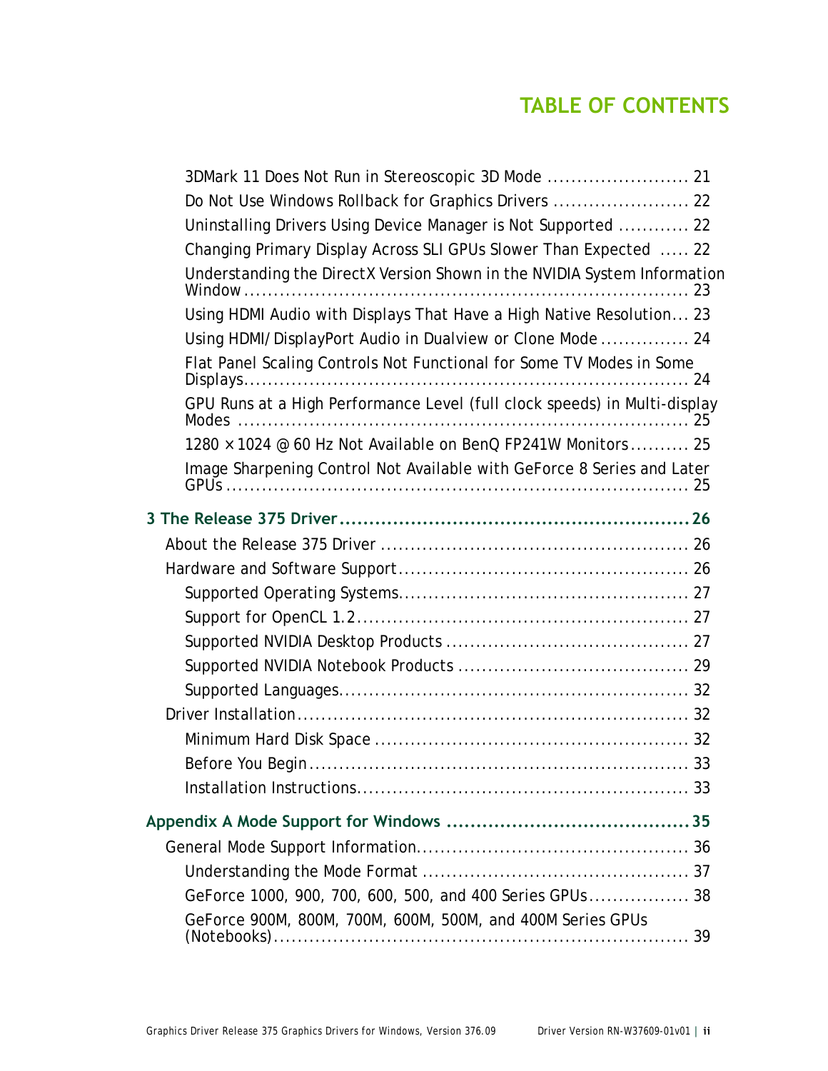# TABLE OF CONTENTS

- 3DMark 11 Does Not Run in Stereoscopic 3D Mode ........................ 21
- Do Not Use Windows Rollback for Graphics Drivers ....................... 22
- Uninstalling Drivers Using Device Manager is Not Supported ............ 22
- Changing Primary Display Across SLI GPUs Slower Than Expected ..... 22
- Understanding the DirectX Version Shown in the NVIDIA System Information Window ........................................................................... 23
- Using HDMI Audio with Displays That Have a High Native Resolution... 23
- Using HDMI/DisplayPort Audio in Dualview or Clone Mode ............... 24
- Flat Panel Scaling Controls Not Functional for Some TV Modes in Some Displays........................................................................... 24
- GPU Runs at a High Performance Level (full clock speeds) in Multi-display Modes ........................................................................... 25
- 1280 × 1024 @ 60 Hz Not Available on BenQ FP241W Monitors.......... 25
- Image Sharpening Control Not Available with GeForce 8 Series and Later GPUs ............................................................................. 25

**3 The Release 375 Driver ........................................................... 26**

- About the Release 375 Driver .................................................... 26
- Hardware and Software Support................................................. 26
  - Supported Operating Systems................................................. 27
  - Support for OpenCL 1.2........................................................ 27
  - Supported NVIDIA Desktop Products ......................................... 27
  - Supported NVIDIA Notebook Products ....................................... 29
  - Supported Languages............................................................ 32
- Driver Installation.................................................................. 32
  - Minimum Hard Disk Space ..................................................... 32
  - Before You Begin ................................................................ 33
  - Installation Instructions........................................................ 33

**Appendix A Mode Support for Windows ......................................... 35**

- General Mode Support Information.............................................. 36
  - Understanding the Mode Format ............................................. 37
  - GeForce 1000, 900, 700, 600, 500, and 400 Series GPUs................. 38
  - GeForce 900M, 800M, 700M, 600M, 500M, and 400M Series GPUs (Notebooks)...................................................................... 39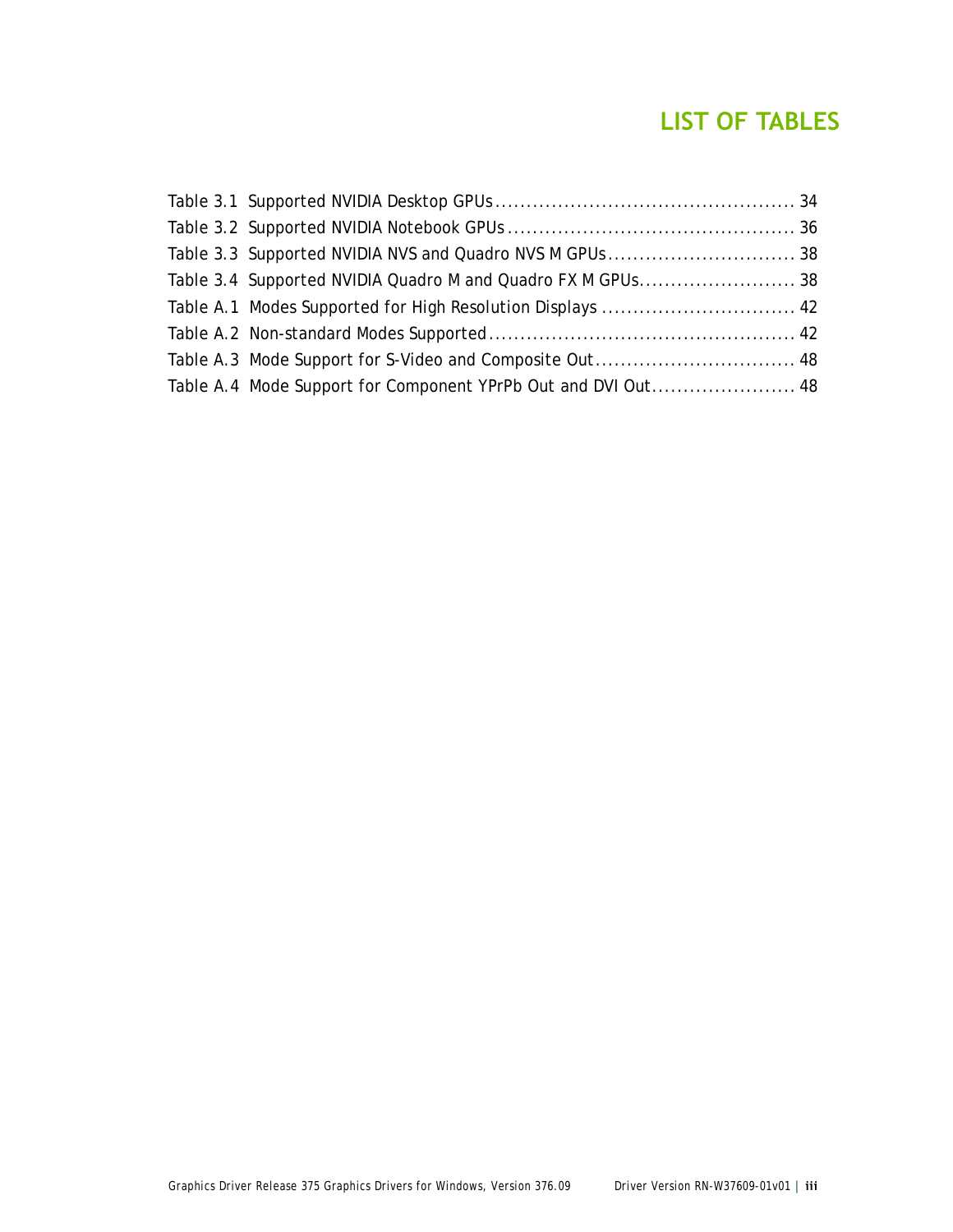# LIST OF TABLES

Table 3.1 Supported NVIDIA Desktop GPUs ............................................... 34
Table 3.2 Supported NVIDIA Notebook GPUs ............................................. 36
Table 3.3 Supported NVIDIA NVS and Quadro NVS M GPUs ............................. 38
Table 3.4 Supported NVIDIA Quadro M and Quadro FX M GPUs........................ 38
Table A.1 Modes Supported for High Resolution Displays .............................. 42
Table A.2 Non-standard Modes Supported ................................................ 42
Table A.3 Mode Support for S-Video and Composite Out ............................... 48
Table A.4 Mode Support for Component YPrPb Out and DVI Out....................... 48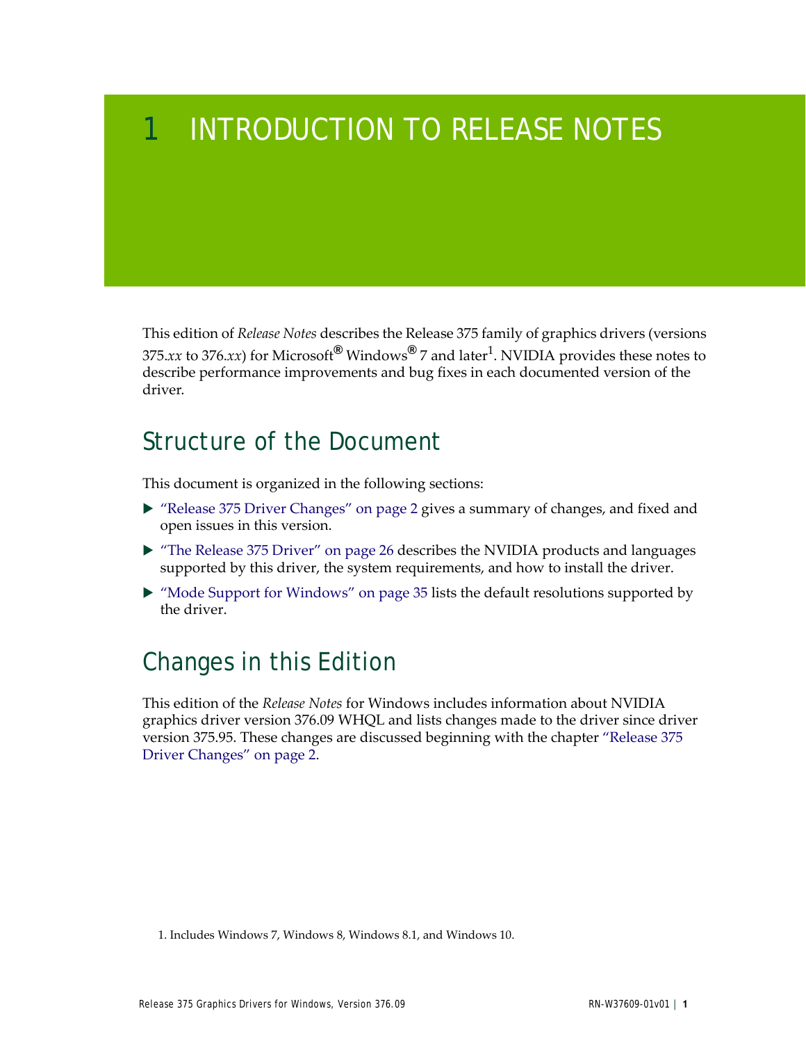# 1 INTRODUCTION TO RELEASE NOTES

This edition of *Release Notes* describes the Release 375 family of graphics drivers (versions 375.*xx* to 376.*xx*) for Microsoft® Windows® 7 and later[1]. NVIDIA provides these notes to describe performance improvements and bug fixes in each documented version of the driver.

## Structure of the Document

This document is organized in the following sections:

- "Release 375 Driver Changes" on page 2 gives a summary of changes, and fixed and open issues in this version.
- "The Release 375 Driver" on page 26 describes the NVIDIA products and languages supported by this driver, the system requirements, and how to install the driver.
- "Mode Support for Windows" on page 35 lists the default resolutions supported by the driver.

## Changes in this Edition

This edition of the *Release Notes* for Windows includes information about NVIDIA graphics driver version 376.09 WHQL and lists changes made to the driver since driver version 375.95. These changes are discussed beginning with the chapter "Release 375 Driver Changes" on page 2.

1. Includes Windows 7, Windows 8, Windows 8.1, and Windows 10.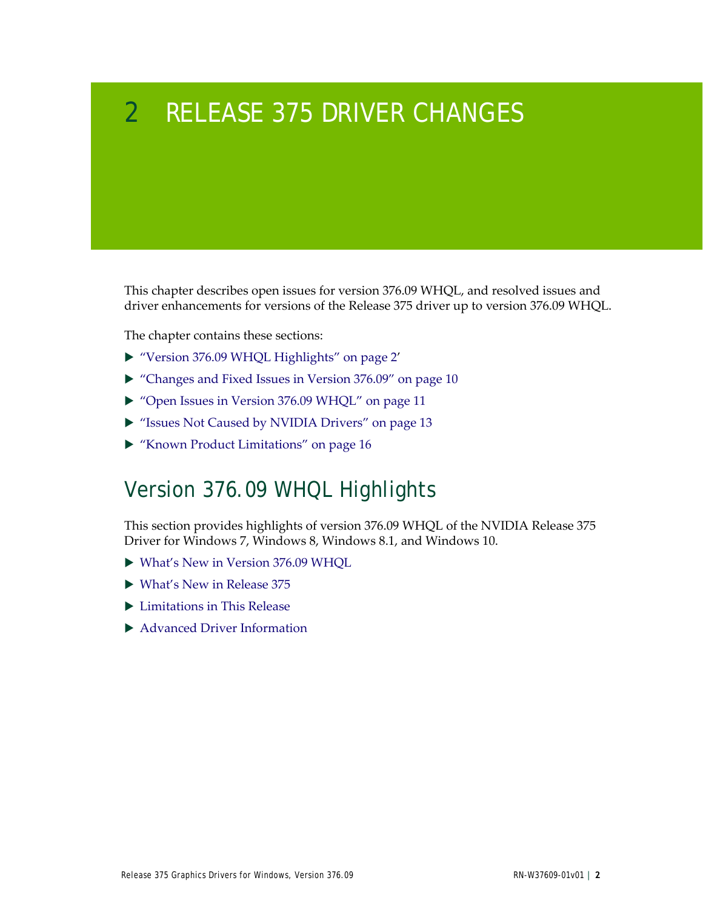# 2 RELEASE 375 DRIVER CHANGES

This chapter describes open issues for version 376.09 WHQL, and resolved issues and driver enhancements for versions of the Release 375 driver up to version 376.09 WHQL.

The chapter contains these sections:

- "Version 376.09 WHQL Highlights" on page 2'
- "Changes and Fixed Issues in Version 376.09" on page 10
- "Open Issues in Version 376.09 WHQL" on page 11
- "Issues Not Caused by NVIDIA Drivers" on page 13
- "Known Product Limitations" on page 16

## Version 376.09 WHQL Highlights

This section provides highlights of version 376.09 WHQL of the NVIDIA Release 375 Driver for Windows 7, Windows 8, Windows 8.1, and Windows 10.

- What's New in Version 376.09 WHQL
- What's New in Release 375
- Limitations in This Release
- Advanced Driver Information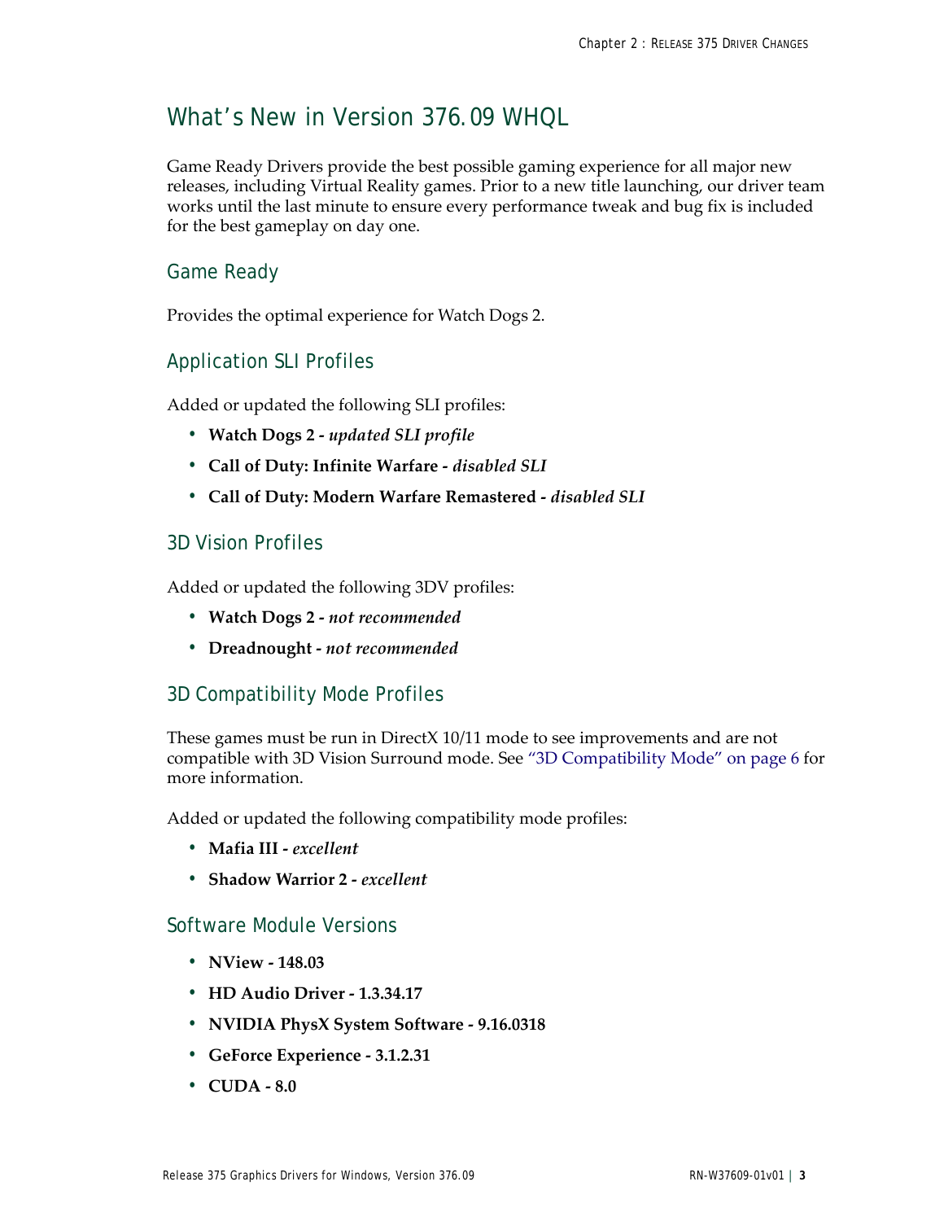# What's New in Version 376.09 WHQL

Game Ready Drivers provide the best possible gaming experience for all major new releases, including Virtual Reality games. Prior to a new title launching, our driver team works until the last minute to ensure every performance tweak and bug fix is included for the best gameplay on day one.

## Game Ready

Provides the optimal experience for Watch Dogs 2.

## Application SLI Profiles

Added or updated the following SLI profiles:

- **Watch Dogs 2 -** *updated SLI profile*
- **Call of Duty: Infinite Warfare -** *disabled SLI*
- **Call of Duty: Modern Warfare Remastered -** *disabled SLI*

## 3D Vision Profiles

Added or updated the following 3DV profiles:

- **Watch Dogs 2 -** *not recommended*
- **Dreadnought -** *not recommended*

## 3D Compatibility Mode Profiles

These games must be run in DirectX 10/11 mode to see improvements and are not compatible with 3D Vision Surround mode. See "3D Compatibility Mode" on page 6 for more information.

Added or updated the following compatibility mode profiles:

- **Mafia III -** *excellent*
- **Shadow Warrior 2 -** *excellent*

## Software Module Versions

- **NView - 148.03**
- **HD Audio Driver - 1.3.34.17**
- **NVIDIA PhysX System Software - 9.16.0318**
- **GeForce Experience - 3.1.2.31**
- **CUDA - 8.0**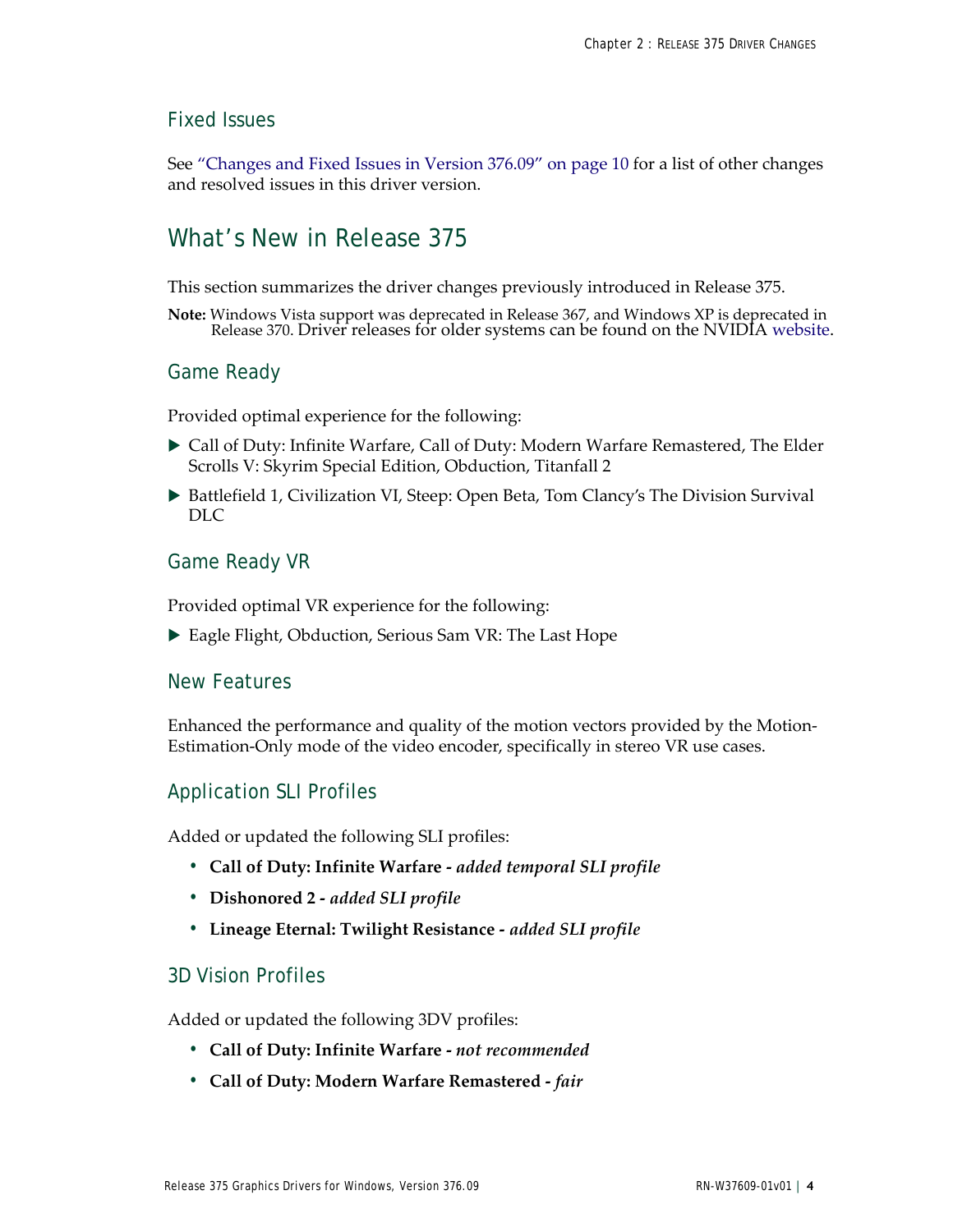### Fixed Issues

See "Changes and Fixed Issues in Version 376.09" on page 10 for a list of other changes and resolved issues in this driver version.

## What's New in Release 375

This section summarizes the driver changes previously introduced in Release 375.

**Note:** Windows Vista support was deprecated in Release 367, and Windows XP is deprecated in Release 370. Driver releases for older systems can be found on the NVIDIA website.

### Game Ready

Provided optimal experience for the following:

- Call of Duty: Infinite Warfare, Call of Duty: Modern Warfare Remastered, The Elder Scrolls V: Skyrim Special Edition, Obduction, Titanfall 2
- Battlefield 1, Civilization VI, Steep: Open Beta, Tom Clancy's The Division Survival DLC

### Game Ready VR

Provided optimal VR experience for the following:

- Eagle Flight, Obduction, Serious Sam VR: The Last Hope

### New Features

Enhanced the performance and quality of the motion vectors provided by the Motion-Estimation-Only mode of the video encoder, specifically in stereo VR use cases.

### Application SLI Profiles

Added or updated the following SLI profiles:

- **Call of Duty: Infinite Warfare -** ***added temporal SLI profile***
- **Dishonored 2 -** ***added SLI profile***
- **Lineage Eternal: Twilight Resistance -** ***added SLI profile***

### 3D Vision Profiles

Added or updated the following 3DV profiles:

- **Call of Duty: Infinite Warfare -** ***not recommended***
- **Call of Duty: Modern Warfare Remastered -** ***fair***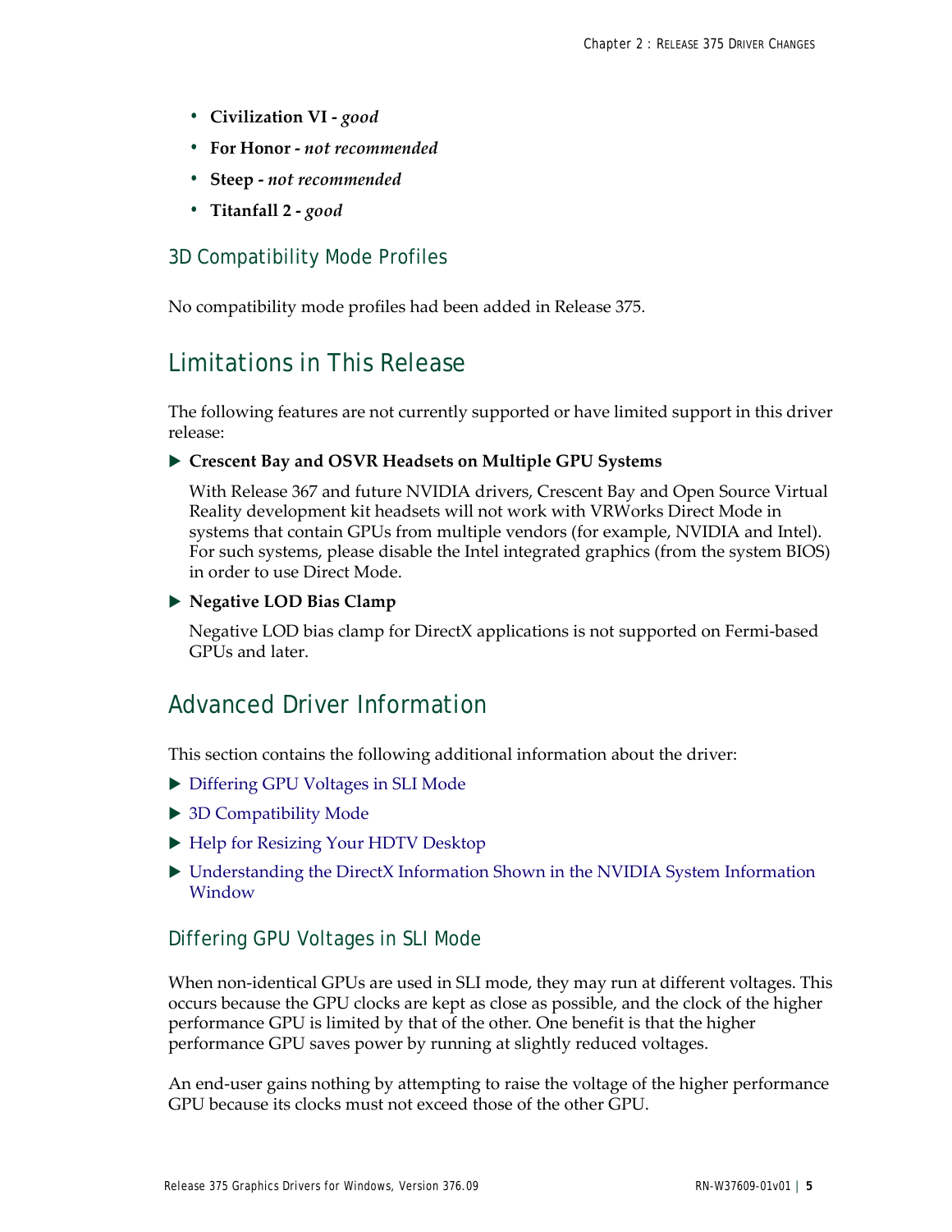- **Civilization VI -** *good*
- **For Honor -** *not recommended*
- **Steep -** *not recommended*
- **Titanfall 2 -** *good*

### 3D Compatibility Mode Profiles

No compatibility mode profiles had been added in Release 375.

## Limitations in This Release

The following features are not currently supported or have limited support in this driver release:

- **Crescent Bay and OSVR Headsets on Multiple GPU Systems**

  With Release 367 and future NVIDIA drivers, Crescent Bay and Open Source Virtual Reality development kit headsets will not work with VRWorks Direct Mode in systems that contain GPUs from multiple vendors (for example, NVIDIA and Intel). For such systems, please disable the Intel integrated graphics (from the system BIOS) in order to use Direct Mode.

- **Negative LOD Bias Clamp**

  Negative LOD bias clamp for DirectX applications is not supported on Fermi-based GPUs and later.

## Advanced Driver Information

This section contains the following additional information about the driver:

- Differing GPU Voltages in SLI Mode
- 3D Compatibility Mode
- Help for Resizing Your HDTV Desktop
- Understanding the DirectX Information Shown in the NVIDIA System Information Window

### Differing GPU Voltages in SLI Mode

When non-identical GPUs are used in SLI mode, they may run at different voltages. This occurs because the GPU clocks are kept as close as possible, and the clock of the higher performance GPU is limited by that of the other. One benefit is that the higher performance GPU saves power by running at slightly reduced voltages.

An end-user gains nothing by attempting to raise the voltage of the higher performance GPU because its clocks must not exceed those of the other GPU.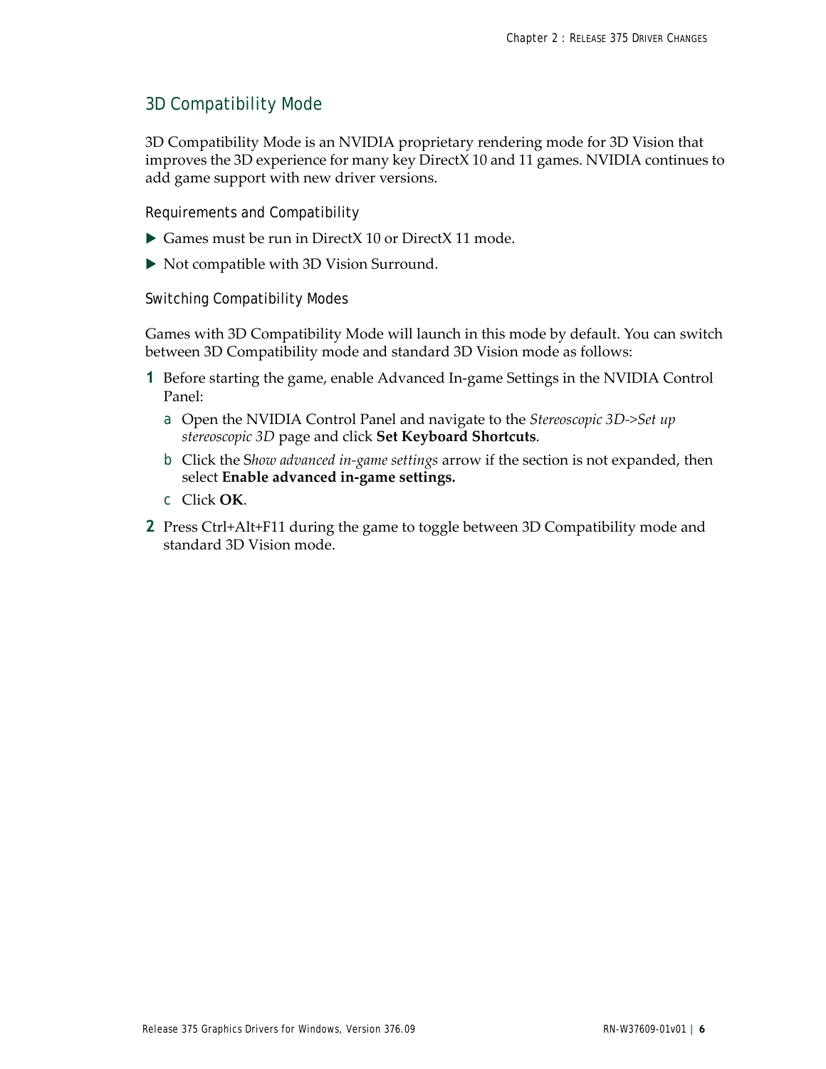## 3D Compatibility Mode

3D Compatibility Mode is an NVIDIA proprietary rendering mode for 3D Vision that improves the 3D experience for many key DirectX 10 and 11 games. NVIDIA continues to add game support with new driver versions.

### Requirements and Compatibility

- Games must be run in DirectX 10 or DirectX 11 mode.
- Not compatible with 3D Vision Surround.

### Switching Compatibility Modes

Games with 3D Compatibility Mode will launch in this mode by default. You can switch between 3D Compatibility mode and standard 3D Vision mode as follows:

1. Before starting the game, enable Advanced In-game Settings in the NVIDIA Control Panel:
   a. Open the NVIDIA Control Panel and navigate to the *Stereoscopic 3D->Set up stereoscopic 3D* page and click **Set Keyboard Shortcuts**.
   b. Click the S*how advanced in-game settings* arrow if the section is not expanded, then select **Enable advanced in-game settings.**
   c. Click **OK**.
2. Press Ctrl+Alt+F11 during the game to toggle between 3D Compatibility mode and standard 3D Vision mode.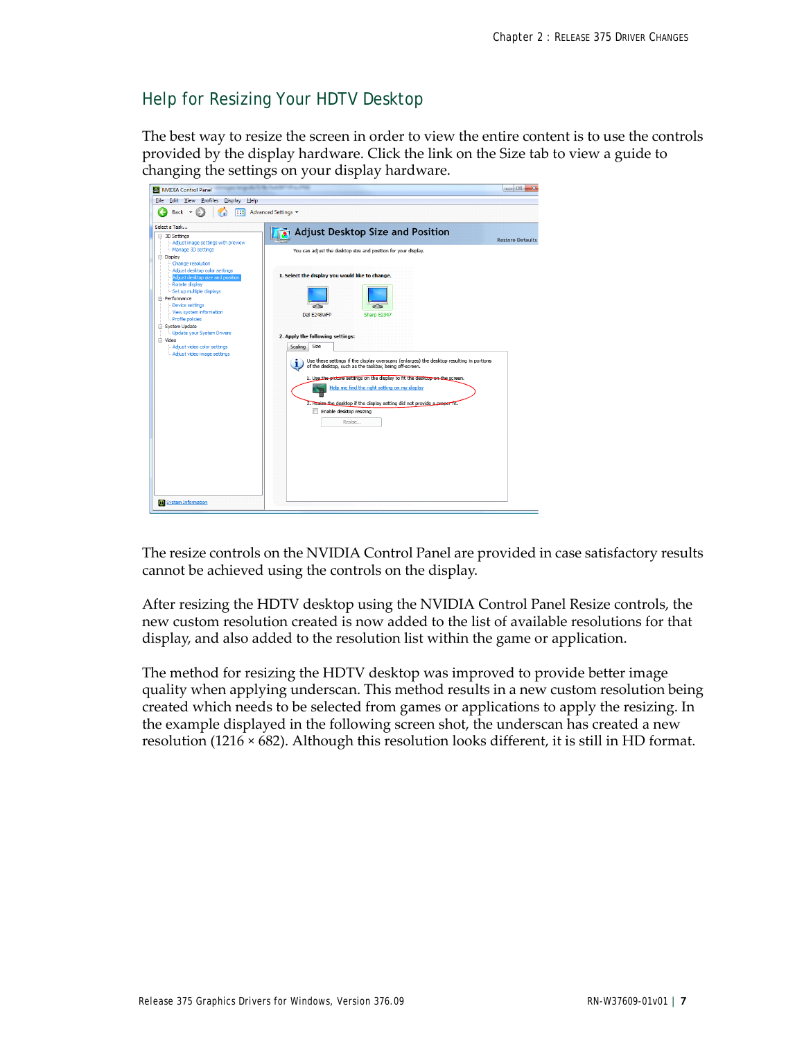## Help for Resizing Your HDTV Desktop

The best way to resize the screen in order to view the entire content is to use the controls provided by the display hardware. Click the link on the Size tab to view a guide to changing the settings on your display hardware.

The resize controls on the NVIDIA Control Panel are provided in case satisfactory results cannot be achieved using the controls on the display.

After resizing the HDTV desktop using the NVIDIA Control Panel Resize controls, the new custom resolution created is now added to the list of available resolutions for that display, and also added to the resolution list within the game or application.

The method for resizing the HDTV desktop was improved to provide better image quality when applying underscan. This method results in a new custom resolution being created which needs to be selected from games or applications to apply the resizing. In the example displayed in the following screen shot, the underscan has created a new resolution (1216 × 682). Although this resolution looks different, it is still in HD format.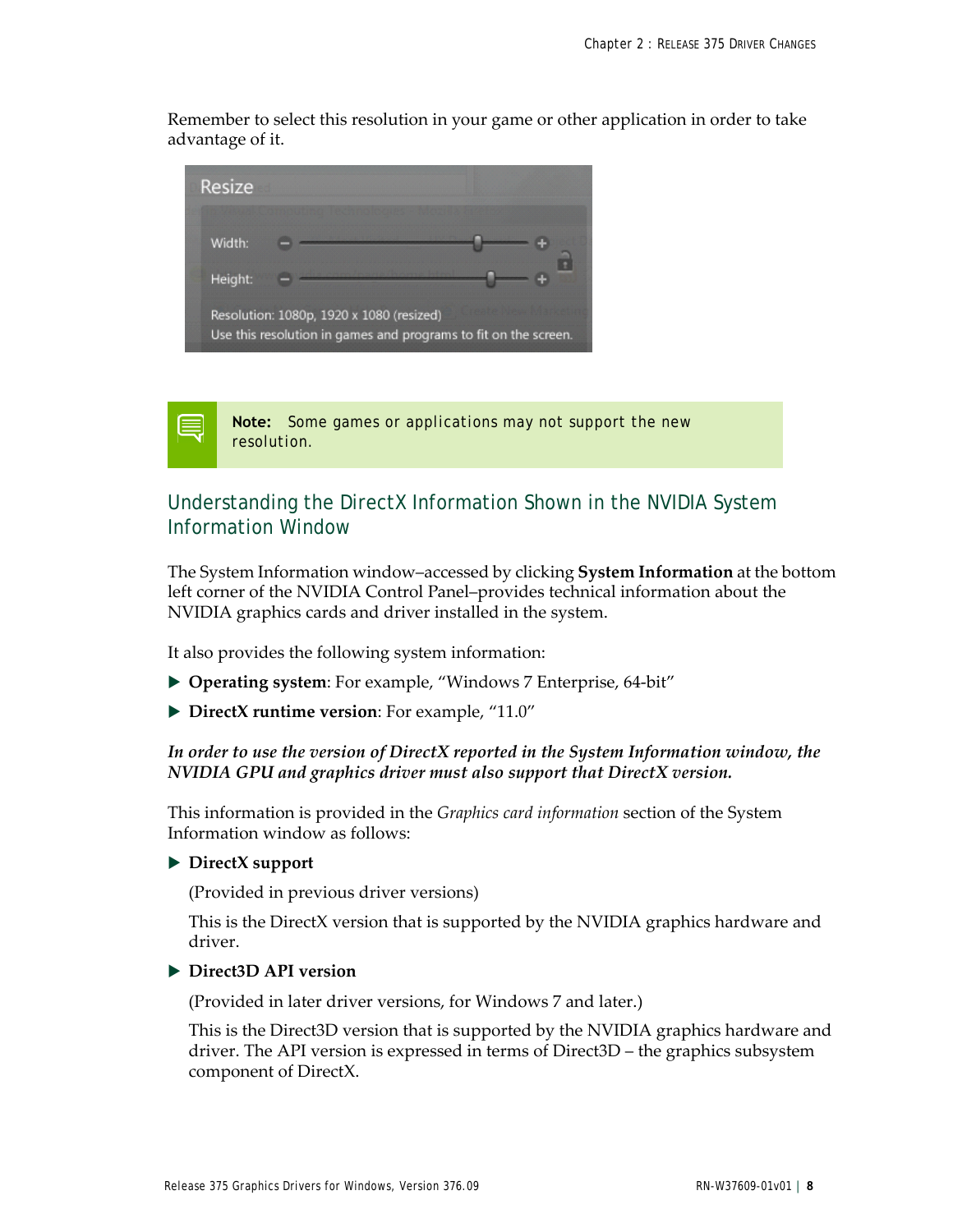Remember to select this resolution in your game or other application in order to take advantage of it.

**Note:** Some games or applications may not support the new resolution.

## Understanding the DirectX Information Shown in the NVIDIA System Information Window

The System Information window–accessed by clicking **System Information** at the bottom left corner of the NVIDIA Control Panel–provides technical information about the NVIDIA graphics cards and driver installed in the system.

It also provides the following system information:

- **Operating system**: For example, "Windows 7 Enterprise, 64-bit"
- **DirectX runtime version**: For example, "11.0"

***In order to use the version of DirectX reported in the System Information window, the NVIDIA GPU and graphics driver must also support that DirectX version.***

This information is provided in the *Graphics card information* section of the System Information window as follows:

- **DirectX support**

  (Provided in previous driver versions)

  This is the DirectX version that is supported by the NVIDIA graphics hardware and driver.

- **Direct3D API version**

  (Provided in later driver versions, for Windows 7 and later.)

  This is the Direct3D version that is supported by the NVIDIA graphics hardware and driver. The API version is expressed in terms of Direct3D – the graphics subsystem component of DirectX.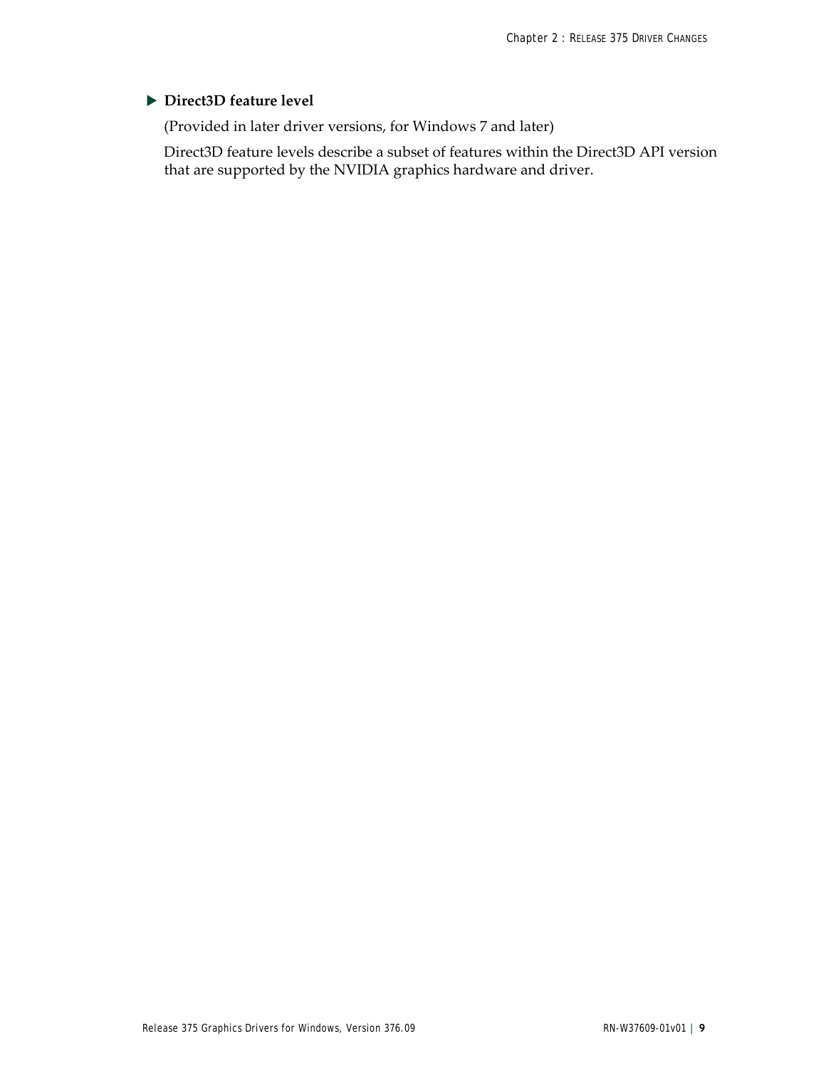- **Direct3D feature level**

  (Provided in later driver versions, for Windows 7 and later)

  Direct3D feature levels describe a subset of features within the Direct3D API version that are supported by the NVIDIA graphics hardware and driver.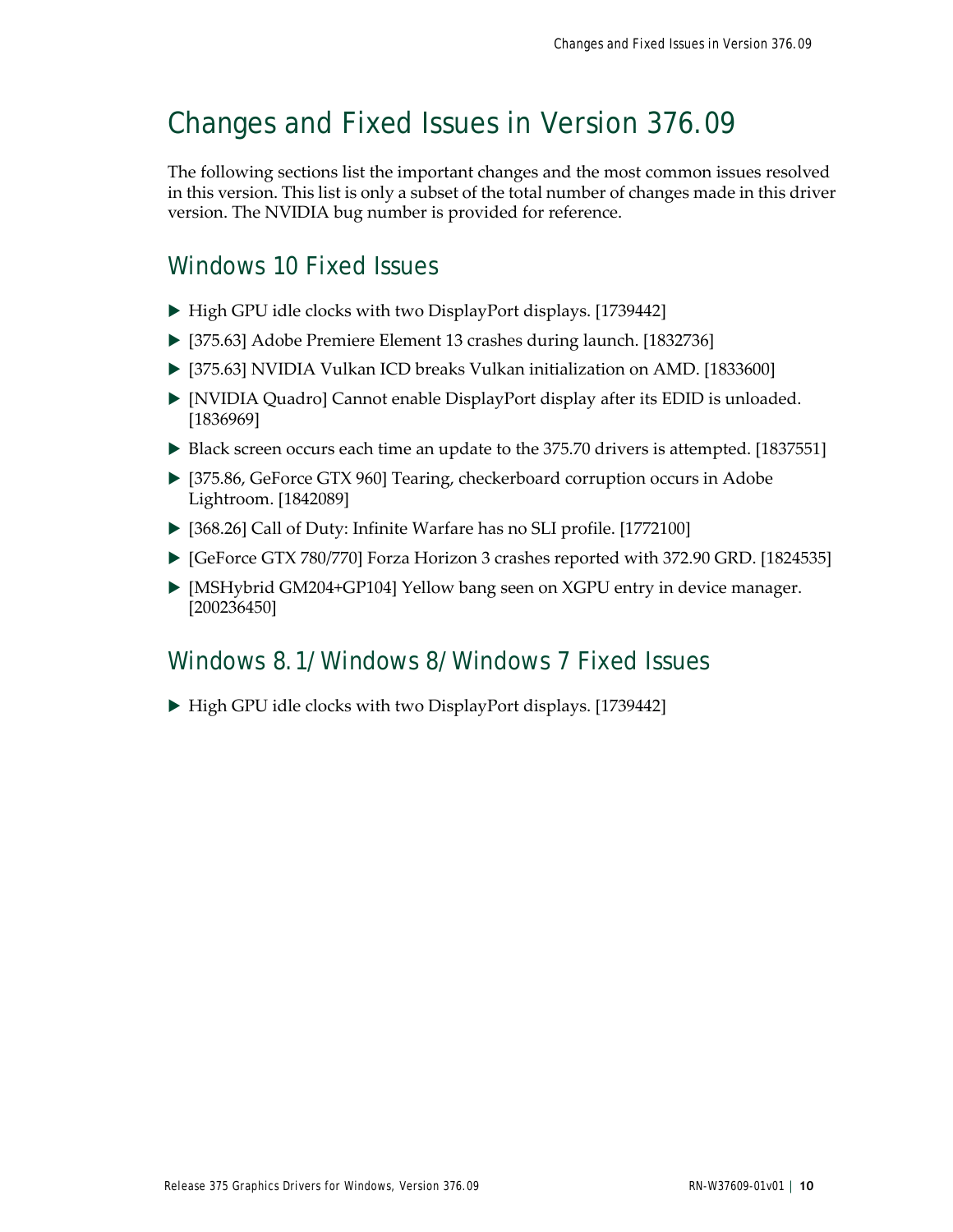# Changes and Fixed Issues in Version 376.09

The following sections list the important changes and the most common issues resolved in this version. This list is only a subset of the total number of changes made in this driver version. The NVIDIA bug number is provided for reference.

## Windows 10 Fixed Issues

- High GPU idle clocks with two DisplayPort displays. [1739442]
- [375.63] Adobe Premiere Element 13 crashes during launch. [1832736]
- [375.63] NVIDIA Vulkan ICD breaks Vulkan initialization on AMD. [1833600]
- [NVIDIA Quadro] Cannot enable DisplayPort display after its EDID is unloaded. [1836969]
- Black screen occurs each time an update to the 375.70 drivers is attempted. [1837551]
- [375.86, GeForce GTX 960] Tearing, checkerboard corruption occurs in Adobe Lightroom. [1842089]
- [368.26] Call of Duty: Infinite Warfare has no SLI profile. [1772100]
- [GeForce GTX 780/770] Forza Horizon 3 crashes reported with 372.90 GRD. [1824535]
- [MSHybrid GM204+GP104] Yellow bang seen on XGPU entry in device manager. [200236450]

## Windows 8.1/Windows 8/Windows 7 Fixed Issues

- High GPU idle clocks with two DisplayPort displays. [1739442]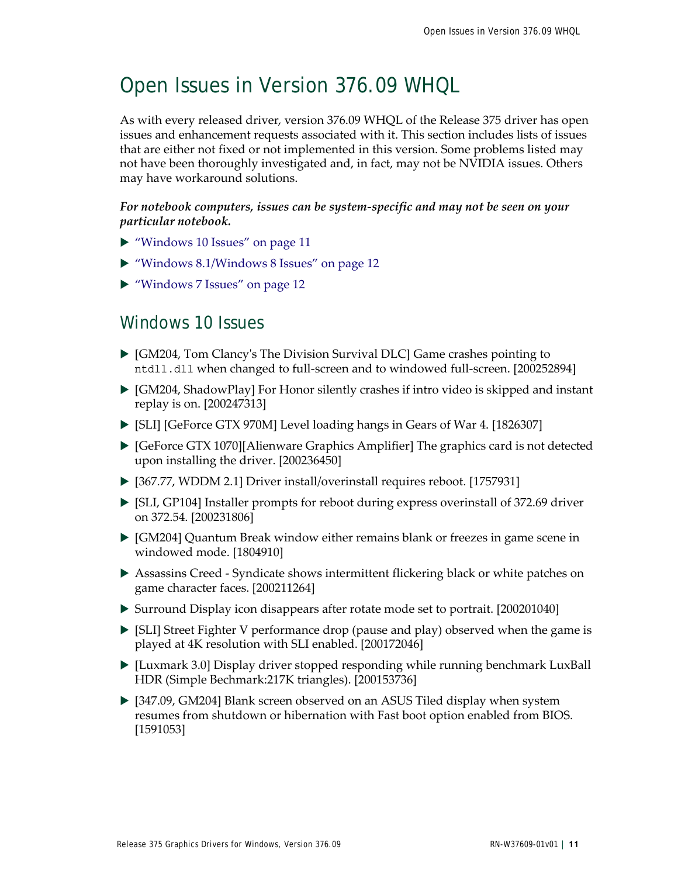# Open Issues in Version 376.09 WHQL

As with every released driver, version 376.09 WHQL of the Release 375 driver has open issues and enhancement requests associated with it. This section includes lists of issues that are either not fixed or not implemented in this version. Some problems listed may not have been thoroughly investigated and, in fact, may not be NVIDIA issues. Others may have workaround solutions.

***For notebook computers, issues can be system-specific and may not be seen on your particular notebook.***

- "Windows 10 Issues" on page 11
- "Windows 8.1/Windows 8 Issues" on page 12
- "Windows 7 Issues" on page 12

## Windows 10 Issues

- [GM204, Tom Clancy's The Division Survival DLC] Game crashes pointing to `ntdll.dll` when changed to full-screen and to windowed full-screen. [200252894]
- [GM204, ShadowPlay] For Honor silently crashes if intro video is skipped and instant replay is on. [200247313]
- [SLI] [GeForce GTX 970M] Level loading hangs in Gears of War 4. [1826307]
- [GeForce GTX 1070][Alienware Graphics Amplifier] The graphics card is not detected upon installing the driver. [200236450]
- [367.77, WDDM 2.1] Driver install/overinstall requires reboot. [1757931]
- [SLI, GP104] Installer prompts for reboot during express overinstall of 372.69 driver on 372.54. [200231806]
- [GM204] Quantum Break window either remains blank or freezes in game scene in windowed mode. [1804910]
- Assassins Creed - Syndicate shows intermittent flickering black or white patches on game character faces. [200211264]
- Surround Display icon disappears after rotate mode set to portrait. [200201040]
- [SLI] Street Fighter V performance drop (pause and play) observed when the game is played at 4K resolution with SLI enabled. [200172046]
- [Luxmark 3.0] Display driver stopped responding while running benchmark LuxBall HDR (Simple Bechmark:217K triangles). [200153736]
- [347.09, GM204] Blank screen observed on an ASUS Tiled display when system resumes from shutdown or hibernation with Fast boot option enabled from BIOS. [1591053]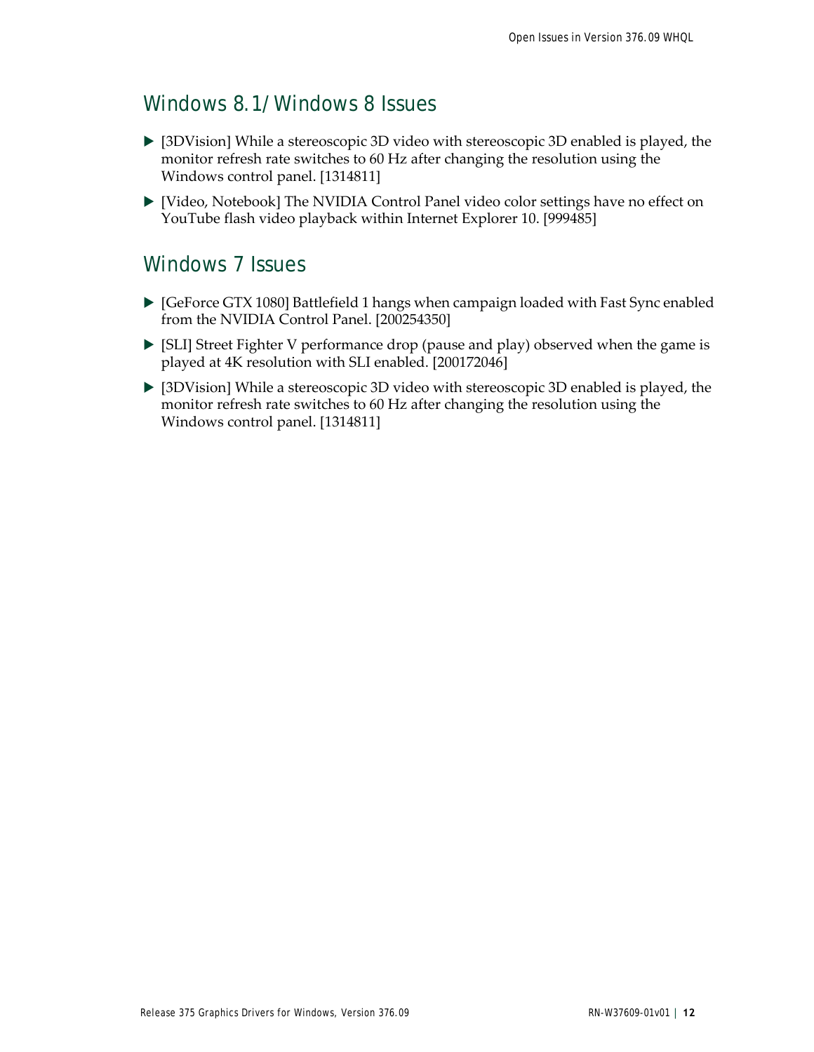## Windows 8.1/Windows 8 Issues

- [3DVision] While a stereoscopic 3D video with stereoscopic 3D enabled is played, the monitor refresh rate switches to 60 Hz after changing the resolution using the Windows control panel. [1314811]
- [Video, Notebook] The NVIDIA Control Panel video color settings have no effect on YouTube flash video playback within Internet Explorer 10. [999485]

## Windows 7 Issues

- [GeForce GTX 1080] Battlefield 1 hangs when campaign loaded with Fast Sync enabled from the NVIDIA Control Panel. [200254350]
- [SLI] Street Fighter V performance drop (pause and play) observed when the game is played at 4K resolution with SLI enabled. [200172046]
- [3DVision] While a stereoscopic 3D video with stereoscopic 3D enabled is played, the monitor refresh rate switches to 60 Hz after changing the resolution using the Windows control panel. [1314811]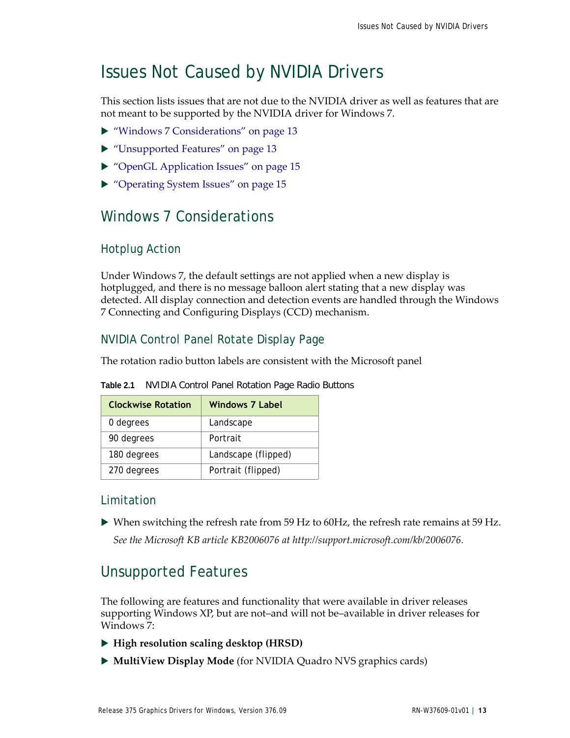# Issues Not Caused by NVIDIA Drivers

This section lists issues that are not due to the NVIDIA driver as well as features that are not meant to be supported by the NVIDIA driver for Windows 7.

- "Windows 7 Considerations" on page 13
- "Unsupported Features" on page 13
- "OpenGL Application Issues" on page 15
- "Operating System Issues" on page 15

## Windows 7 Considerations

### Hotplug Action

Under Windows 7, the default settings are not applied when a new display is hotplugged, and there is no message balloon alert stating that a new display was detected. All display connection and detection events are handled through the Windows 7 Connecting and Configuring Displays (CCD) mechanism.

### NVIDIA Control Panel Rotate Display Page

The rotation radio button labels are consistent with the Microsoft panel

**Table 2.1** NVIDIA Control Panel Rotation Page Radio Buttons

| Clockwise Rotation | Windows 7 Label |
|---|---|
| 0 degrees | Landscape |
| 90 degrees | Portrait |
| 180 degrees | Landscape (flipped) |
| 270 degrees | Portrait (flipped) |

### Limitation

- When switching the refresh rate from 59 Hz to 60Hz, the refresh rate remains at 59 Hz.

  *See the Microsoft KB article KB2006076 at http://support.microsoft.com/kb/2006076.*

## Unsupported Features

The following are features and functionality that were available in driver releases supporting Windows XP, but are not–and will not be–available in driver releases for Windows 7:

- **High resolution scaling desktop (HRSD)**
- **MultiView Display Mode** (for NVIDIA Quadro NVS graphics cards)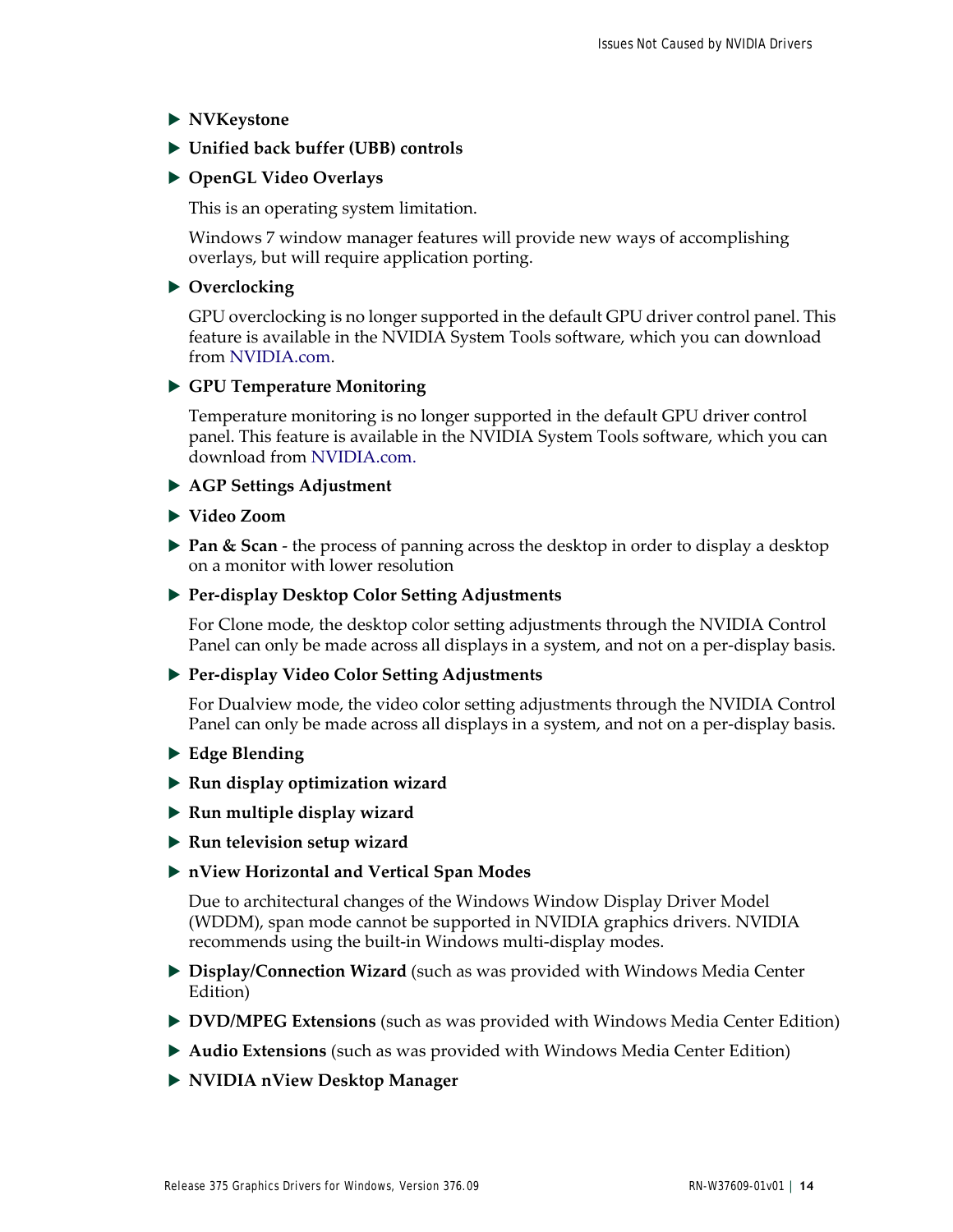- **NVKeystone**
- **Unified back buffer (UBB) controls**
- **OpenGL Video Overlays**

  This is an operating system limitation.

  Windows 7 window manager features will provide new ways of accomplishing overlays, but will require application porting.

- **Overclocking**

  GPU overclocking is no longer supported in the default GPU driver control panel. This feature is available in the NVIDIA System Tools software, which you can download from NVIDIA.com.

- **GPU Temperature Monitoring**

  Temperature monitoring is no longer supported in the default GPU driver control panel. This feature is available in the NVIDIA System Tools software, which you can download from NVIDIA.com.

- **AGP Settings Adjustment**
- **Video Zoom**
- **Pan & Scan** - the process of panning across the desktop in order to display a desktop on a monitor with lower resolution
- **Per-display Desktop Color Setting Adjustments**

  For Clone mode, the desktop color setting adjustments through the NVIDIA Control Panel can only be made across all displays in a system, and not on a per-display basis.

- **Per-display Video Color Setting Adjustments**

  For Dualview mode, the video color setting adjustments through the NVIDIA Control Panel can only be made across all displays in a system, and not on a per-display basis.

- **Edge Blending**
- **Run display optimization wizard**
- **Run multiple display wizard**
- **Run television setup wizard**
- **nView Horizontal and Vertical Span Modes**

  Due to architectural changes of the Windows Window Display Driver Model (WDDM), span mode cannot be supported in NVIDIA graphics drivers. NVIDIA recommends using the built-in Windows multi-display modes.

- **Display/Connection Wizard** (such as was provided with Windows Media Center Edition)
- **DVD/MPEG Extensions** (such as was provided with Windows Media Center Edition)
- **Audio Extensions** (such as was provided with Windows Media Center Edition)
- **NVIDIA nView Desktop Manager**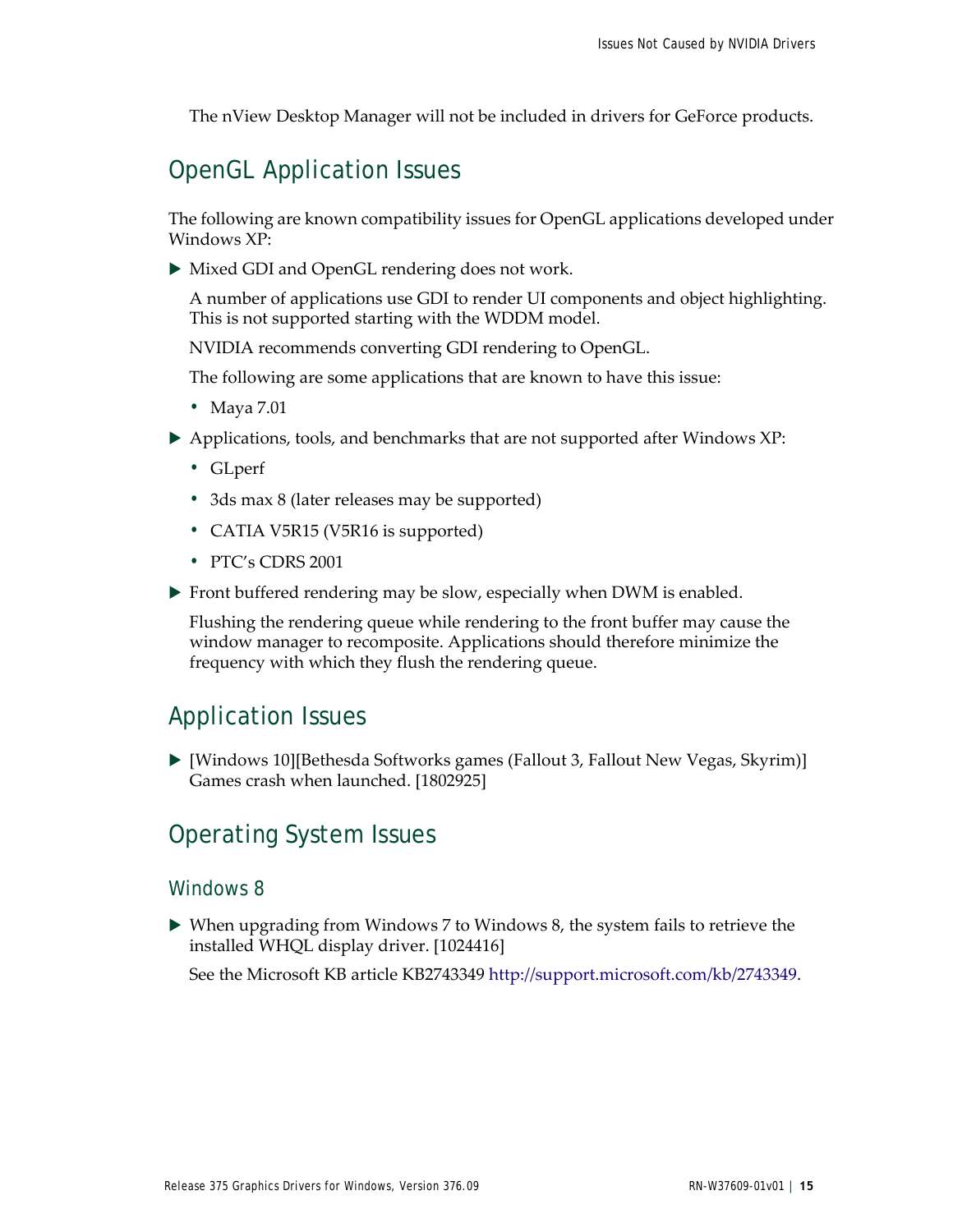The nView Desktop Manager will not be included in drivers for GeForce products.

## OpenGL Application Issues

The following are known compatibility issues for OpenGL applications developed under Windows XP:

- Mixed GDI and OpenGL rendering does not work.

  A number of applications use GDI to render UI components and object highlighting. This is not supported starting with the WDDM model.

  NVIDIA recommends converting GDI rendering to OpenGL.

  The following are some applications that are known to have this issue:

  - Maya 7.01
- Applications, tools, and benchmarks that are not supported after Windows XP:
  - GLperf
  - 3ds max 8 (later releases may be supported)
  - CATIA V5R15 (V5R16 is supported)
  - PTC's CDRS 2001
- Front buffered rendering may be slow, especially when DWM is enabled.

  Flushing the rendering queue while rendering to the front buffer may cause the window manager to recomposite. Applications should therefore minimize the frequency with which they flush the rendering queue.

## Application Issues

- [Windows 10][Bethesda Softworks games (Fallout 3, Fallout New Vegas, Skyrim)] Games crash when launched. [1802925]

## Operating System Issues

### Windows 8

- When upgrading from Windows 7 to Windows 8, the system fails to retrieve the installed WHQL display driver. [1024416]

  See the Microsoft KB article KB2743349 http://support.microsoft.com/kb/2743349.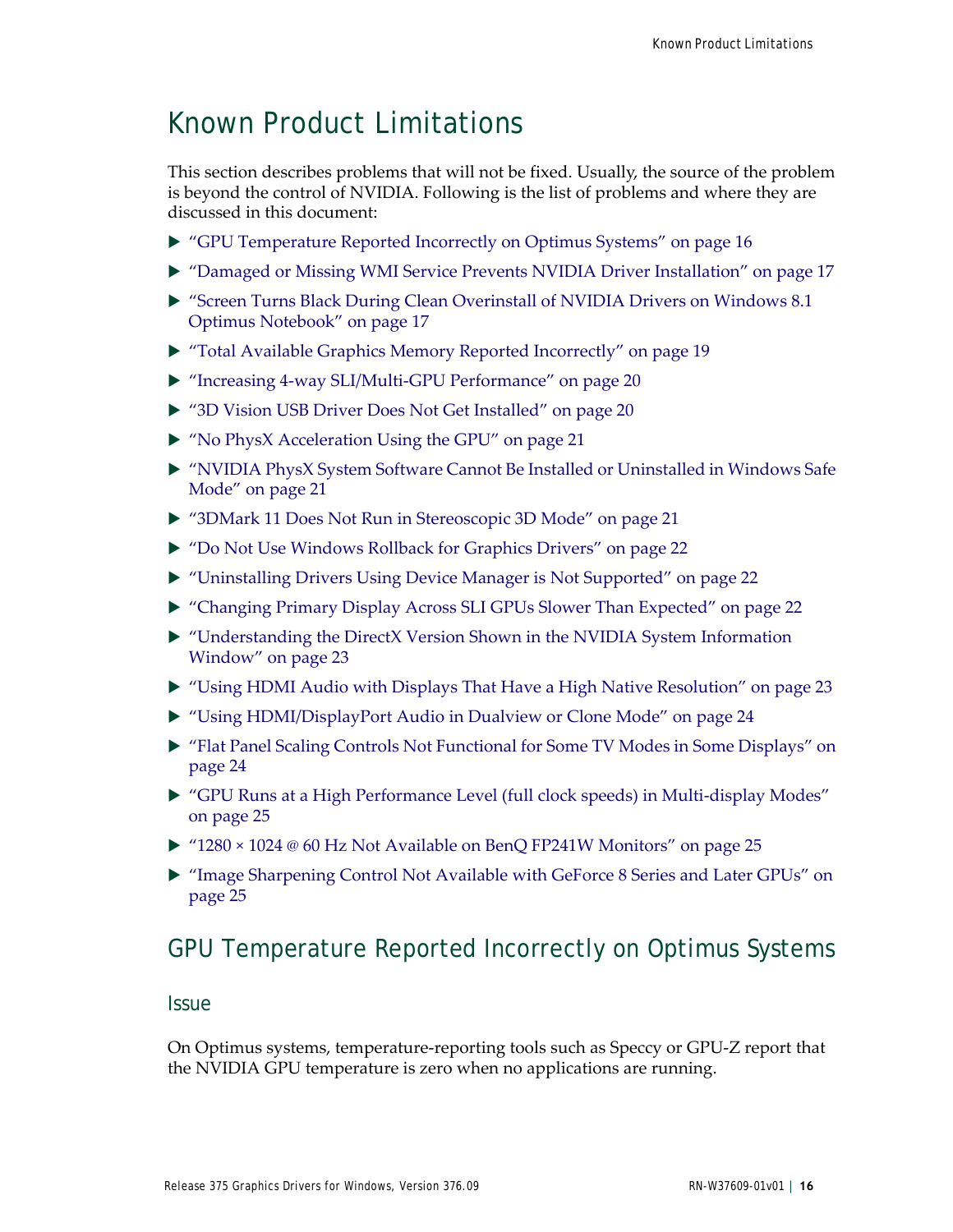# Known Product Limitations

This section describes problems that will not be fixed. Usually, the source of the problem is beyond the control of NVIDIA. Following is the list of problems and where they are discussed in this document:

- "GPU Temperature Reported Incorrectly on Optimus Systems" on page 16
- "Damaged or Missing WMI Service Prevents NVIDIA Driver Installation" on page 17
- "Screen Turns Black During Clean Overinstall of NVIDIA Drivers on Windows 8.1 Optimus Notebook" on page 17
- "Total Available Graphics Memory Reported Incorrectly" on page 19
- "Increasing 4-way SLI/Multi-GPU Performance" on page 20
- "3D Vision USB Driver Does Not Get Installed" on page 20
- "No PhysX Acceleration Using the GPU" on page 21
- "NVIDIA PhysX System Software Cannot Be Installed or Uninstalled in Windows Safe Mode" on page 21
- "3DMark 11 Does Not Run in Stereoscopic 3D Mode" on page 21
- "Do Not Use Windows Rollback for Graphics Drivers" on page 22
- "Uninstalling Drivers Using Device Manager is Not Supported" on page 22
- "Changing Primary Display Across SLI GPUs Slower Than Expected" on page 22
- "Understanding the DirectX Version Shown in the NVIDIA System Information Window" on page 23
- "Using HDMI Audio with Displays That Have a High Native Resolution" on page 23
- "Using HDMI/DisplayPort Audio in Dualview or Clone Mode" on page 24
- "Flat Panel Scaling Controls Not Functional for Some TV Modes in Some Displays" on page 24
- "GPU Runs at a High Performance Level (full clock speeds) in Multi-display Modes" on page 25
- "1280 × 1024 @ 60 Hz Not Available on BenQ FP241W Monitors" on page 25
- "Image Sharpening Control Not Available with GeForce 8 Series and Later GPUs" on page 25

## GPU Temperature Reported Incorrectly on Optimus Systems

### Issue

On Optimus systems, temperature-reporting tools such as Speccy or GPU-Z report that the NVIDIA GPU temperature is zero when no applications are running.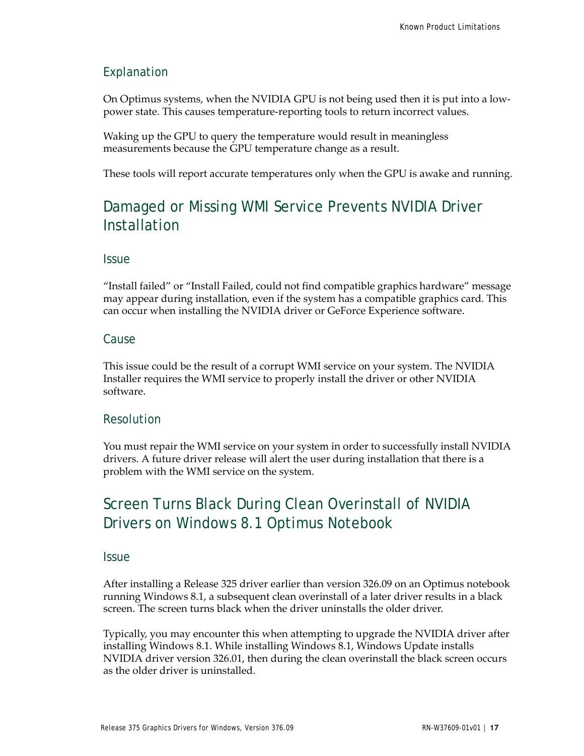### Explanation

On Optimus systems, when the NVIDIA GPU is not being used then it is put into a low-power state. This causes temperature-reporting tools to return incorrect values.

Waking up the GPU to query the temperature would result in meaningless measurements because the GPU temperature change as a result.

These tools will report accurate temperatures only when the GPU is awake and running.

## Damaged or Missing WMI Service Prevents NVIDIA Driver Installation

### Issue

"Install failed" or "Install Failed, could not find compatible graphics hardware" message may appear during installation, even if the system has a compatible graphics card. This can occur when installing the NVIDIA driver or GeForce Experience software.

### Cause

This issue could be the result of a corrupt WMI service on your system. The NVIDIA Installer requires the WMI service to properly install the driver or other NVIDIA software.

### Resolution

You must repair the WMI service on your system in order to successfully install NVIDIA drivers. A future driver release will alert the user during installation that there is a problem with the WMI service on the system.

## Screen Turns Black During Clean Overinstall of NVIDIA Drivers on Windows 8.1 Optimus Notebook

### Issue

After installing a Release 325 driver earlier than version 326.09 on an Optimus notebook running Windows 8.1, a subsequent clean overinstall of a later driver results in a black screen. The screen turns black when the driver uninstalls the older driver.

Typically, you may encounter this when attempting to upgrade the NVIDIA driver after installing Windows 8.1. While installing Windows 8.1, Windows Update installs NVIDIA driver version 326.01, then during the clean overinstall the black screen occurs as the older driver is uninstalled.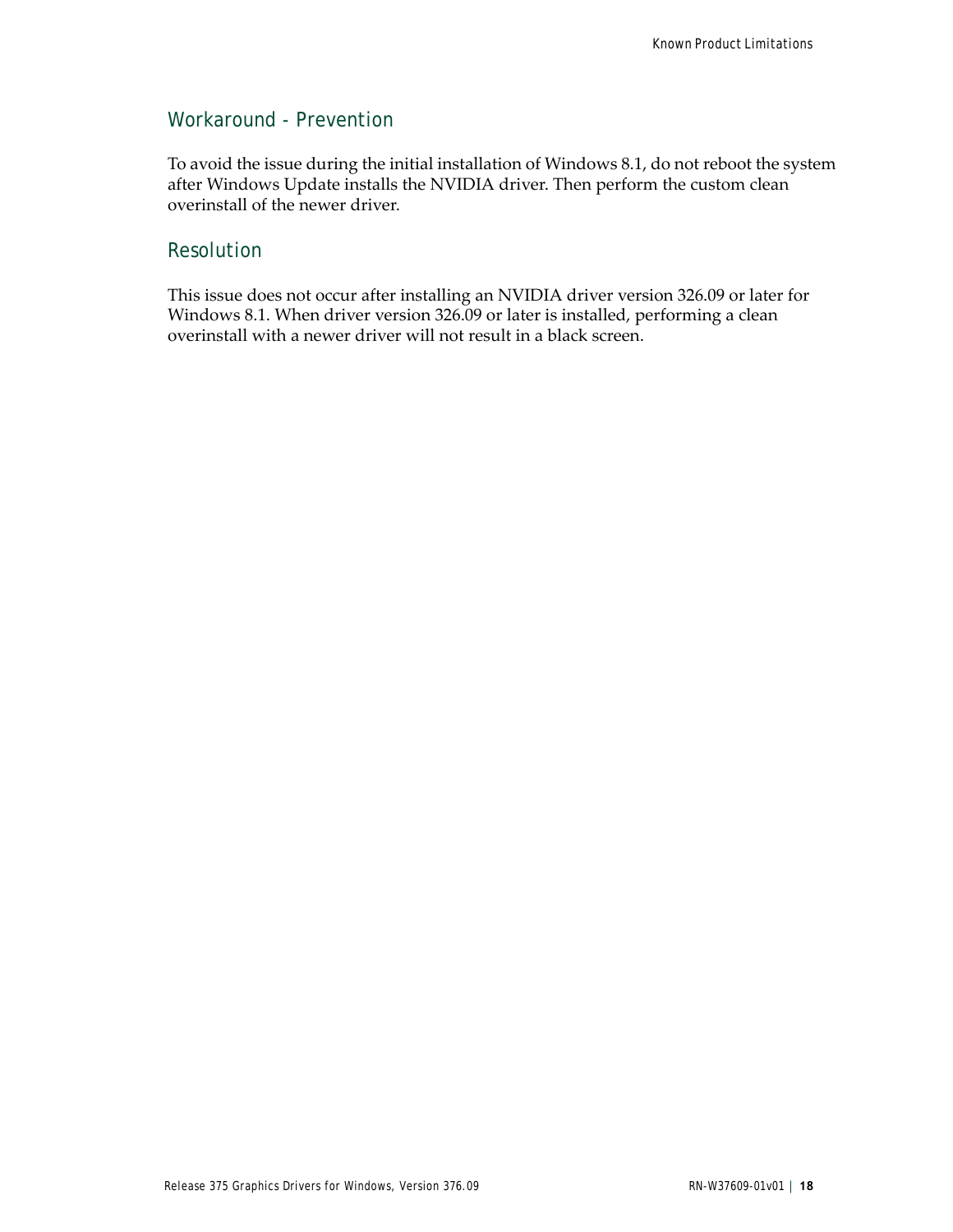### Workaround - Prevention

To avoid the issue during the initial installation of Windows 8.1, do not reboot the system after Windows Update installs the NVIDIA driver. Then perform the custom clean overinstall of the newer driver.

### Resolution

This issue does not occur after installing an NVIDIA driver version 326.09 or later for Windows 8.1. When driver version 326.09 or later is installed, performing a clean overinstall with a newer driver will not result in a black screen.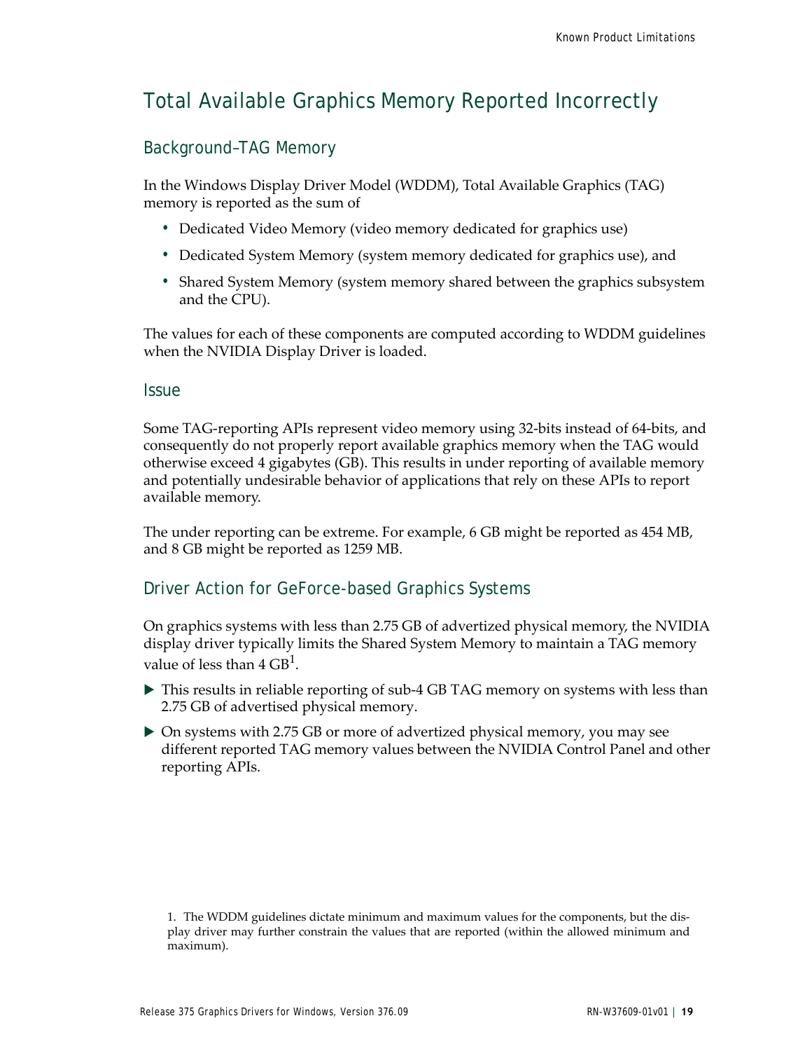## Total Available Graphics Memory Reported Incorrectly

### Background–TAG Memory

In the Windows Display Driver Model (WDDM), Total Available Graphics (TAG) memory is reported as the sum of

- Dedicated Video Memory (video memory dedicated for graphics use)
- Dedicated System Memory (system memory dedicated for graphics use), and
- Shared System Memory (system memory shared between the graphics subsystem and the CPU).

The values for each of these components are computed according to WDDM guidelines when the NVIDIA Display Driver is loaded.

### Issue

Some TAG-reporting APIs represent video memory using 32-bits instead of 64-bits, and consequently do not properly report available graphics memory when the TAG would otherwise exceed 4 gigabytes (GB). This results in under reporting of available memory and potentially undesirable behavior of applications that rely on these APIs to report available memory.

The under reporting can be extreme. For example, 6 GB might be reported as 454 MB, and 8 GB might be reported as 1259 MB.

### Driver Action for GeForce-based Graphics Systems

On graphics systems with less than 2.75 GB of advertized physical memory, the NVIDIA display driver typically limits the Shared System Memory to maintain a TAG memory value of less than 4 GB[1].

- This results in reliable reporting of sub-4 GB TAG memory on systems with less than 2.75 GB of advertised physical memory.
- On systems with 2.75 GB or more of advertized physical memory, you may see different reported TAG memory values between the NVIDIA Control Panel and other reporting APIs.

1. The WDDM guidelines dictate minimum and maximum values for the components, but the display driver may further constrain the values that are reported (within the allowed minimum and maximum).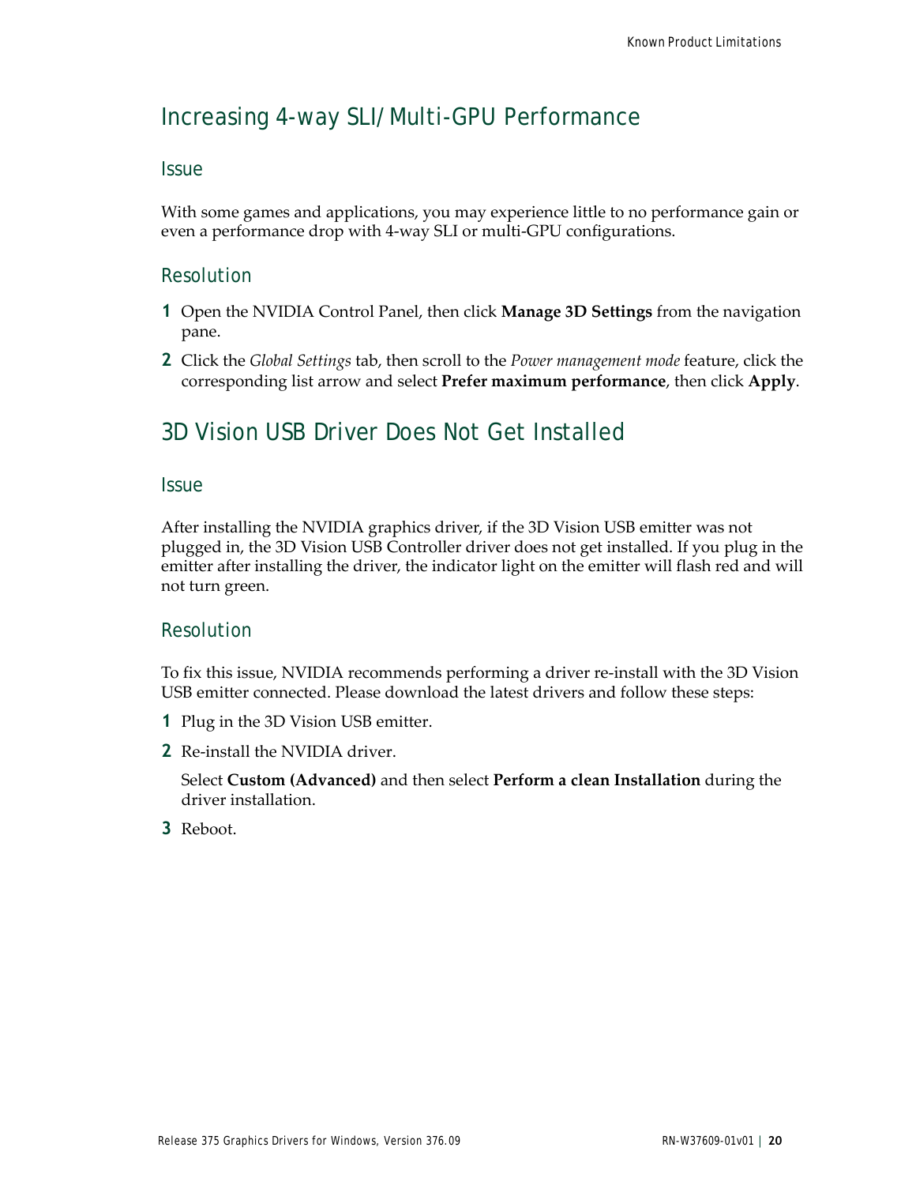## Increasing 4-way SLI/Multi-GPU Performance

### Issue

With some games and applications, you may experience little to no performance gain or even a performance drop with 4-way SLI or multi-GPU configurations.

### Resolution

1. Open the NVIDIA Control Panel, then click **Manage 3D Settings** from the navigation pane.
2. Click the *Global Settings* tab, then scroll to the *Power management mode* feature, click the corresponding list arrow and select **Prefer maximum performance**, then click **Apply**.

## 3D Vision USB Driver Does Not Get Installed

### Issue

After installing the NVIDIA graphics driver, if the 3D Vision USB emitter was not plugged in, the 3D Vision USB Controller driver does not get installed. If you plug in the emitter after installing the driver, the indicator light on the emitter will flash red and will not turn green.

### Resolution

To fix this issue, NVIDIA recommends performing a driver re-install with the 3D Vision USB emitter connected. Please download the latest drivers and follow these steps:

1. Plug in the 3D Vision USB emitter.
2. Re-install the NVIDIA driver.

   Select **Custom (Advanced)** and then select **Perform a clean Installation** during the driver installation.
3. Reboot.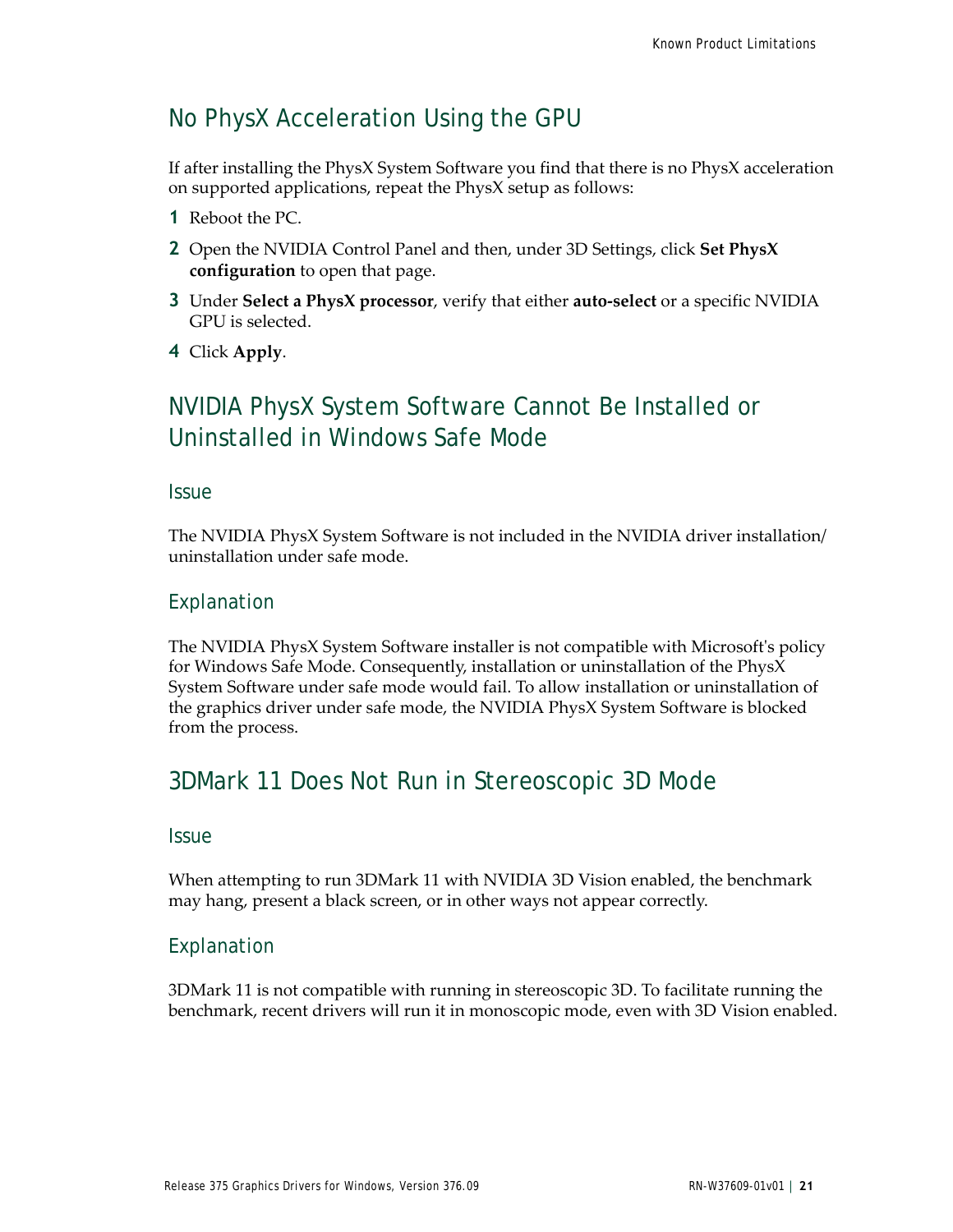## No PhysX Acceleration Using the GPU

If after installing the PhysX System Software you find that there is no PhysX acceleration on supported applications, repeat the PhysX setup as follows:

1. Reboot the PC.
2. Open the NVIDIA Control Panel and then, under 3D Settings, click **Set PhysX configuration** to open that page.
3. Under **Select a PhysX processor**, verify that either **auto-select** or a specific NVIDIA GPU is selected.
4. Click **Apply**.

## NVIDIA PhysX System Software Cannot Be Installed or Uninstalled in Windows Safe Mode

### Issue

The NVIDIA PhysX System Software is not included in the NVIDIA driver installation/uninstallation under safe mode.

### Explanation

The NVIDIA PhysX System Software installer is not compatible with Microsoft's policy for Windows Safe Mode. Consequently, installation or uninstallation of the PhysX System Software under safe mode would fail. To allow installation or uninstallation of the graphics driver under safe mode, the NVIDIA PhysX System Software is blocked from the process.

## 3DMark 11 Does Not Run in Stereoscopic 3D Mode

### Issue

When attempting to run 3DMark 11 with NVIDIA 3D Vision enabled, the benchmark may hang, present a black screen, or in other ways not appear correctly.

### Explanation

3DMark 11 is not compatible with running in stereoscopic 3D. To facilitate running the benchmark, recent drivers will run it in monoscopic mode, even with 3D Vision enabled.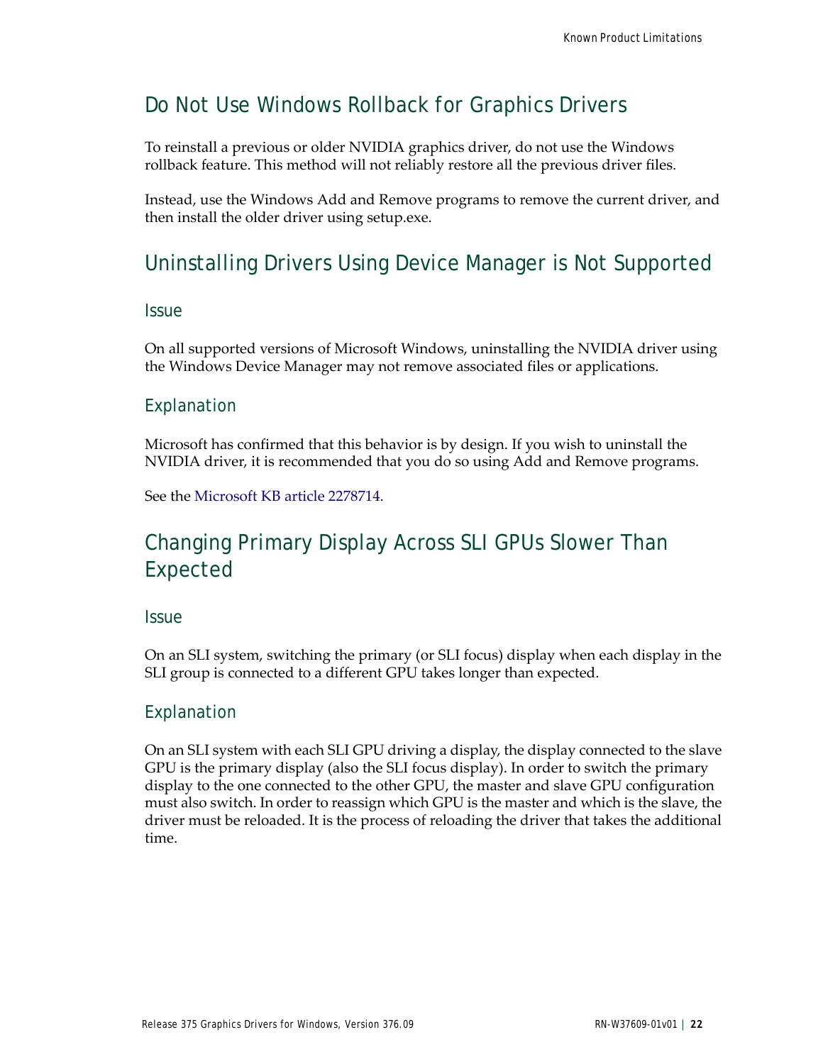## Do Not Use Windows Rollback for Graphics Drivers

To reinstall a previous or older NVIDIA graphics driver, do not use the Windows rollback feature. This method will not reliably restore all the previous driver files.

Instead, use the Windows Add and Remove programs to remove the current driver, and then install the older driver using setup.exe.

## Uninstalling Drivers Using Device Manager is Not Supported

### Issue

On all supported versions of Microsoft Windows, uninstalling the NVIDIA driver using the Windows Device Manager may not remove associated files or applications.

### Explanation

Microsoft has confirmed that this behavior is by design. If you wish to uninstall the NVIDIA driver, it is recommended that you do so using Add and Remove programs.

See the Microsoft KB article 2278714.

## Changing Primary Display Across SLI GPUs Slower Than Expected

### Issue

On an SLI system, switching the primary (or SLI focus) display when each display in the SLI group is connected to a different GPU takes longer than expected.

### Explanation

On an SLI system with each SLI GPU driving a display, the display connected to the slave GPU is the primary display (also the SLI focus display). In order to switch the primary display to the one connected to the other GPU, the master and slave GPU configuration must also switch. In order to reassign which GPU is the master and which is the slave, the driver must be reloaded. It is the process of reloading the driver that takes the additional time.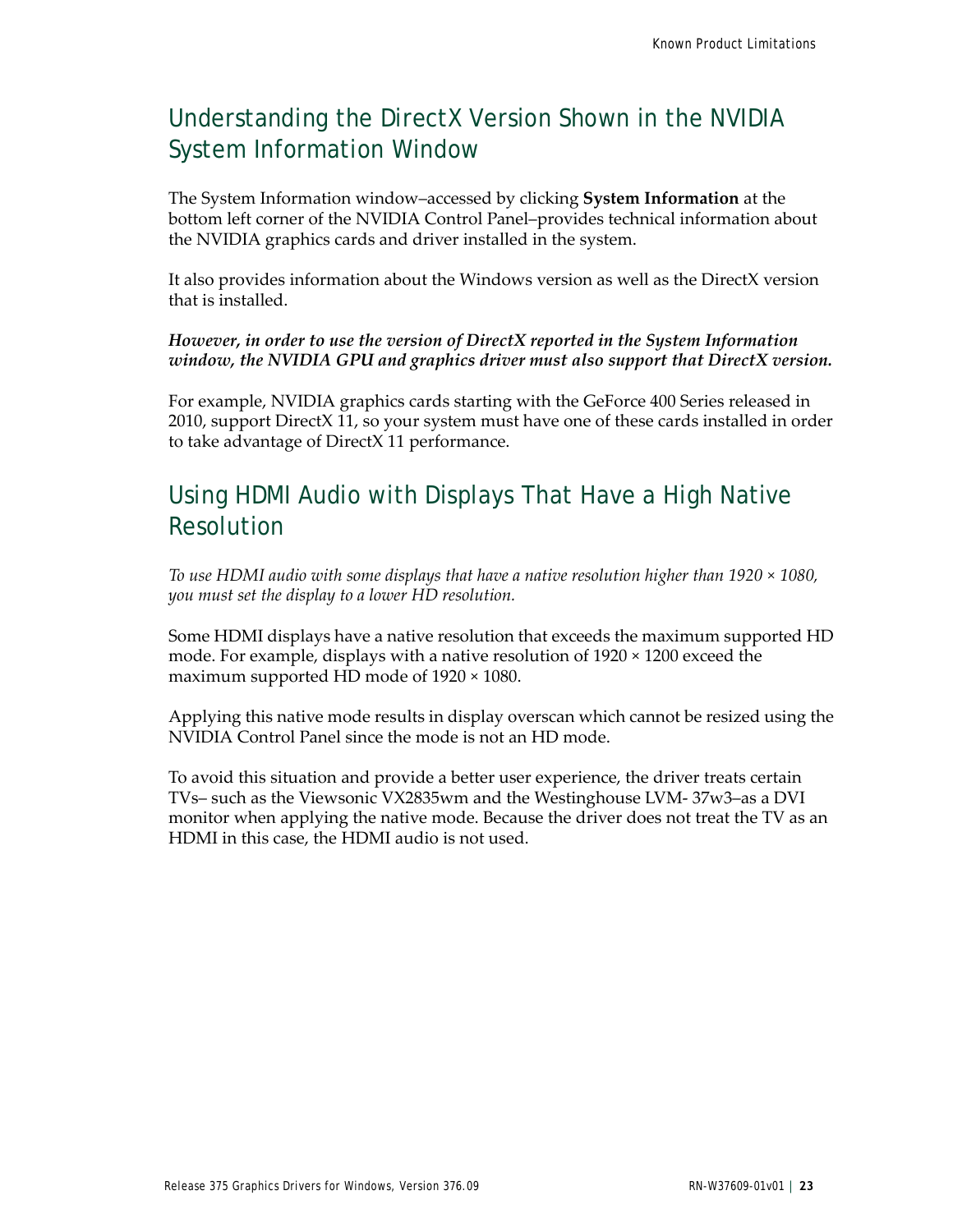## Understanding the DirectX Version Shown in the NVIDIA System Information Window

The System Information window–accessed by clicking **System Information** at the bottom left corner of the NVIDIA Control Panel–provides technical information about the NVIDIA graphics cards and driver installed in the system.

It also provides information about the Windows version as well as the DirectX version that is installed.

***However, in order to use the version of DirectX reported in the System Information window, the NVIDIA GPU and graphics driver must also support that DirectX version.***

For example, NVIDIA graphics cards starting with the GeForce 400 Series released in 2010, support DirectX 11, so your system must have one of these cards installed in order to take advantage of DirectX 11 performance.

## Using HDMI Audio with Displays That Have a High Native Resolution

*To use HDMI audio with some displays that have a native resolution higher than 1920 × 1080, you must set the display to a lower HD resolution.*

Some HDMI displays have a native resolution that exceeds the maximum supported HD mode. For example, displays with a native resolution of 1920 × 1200 exceed the maximum supported HD mode of 1920 × 1080.

Applying this native mode results in display overscan which cannot be resized using the NVIDIA Control Panel since the mode is not an HD mode.

To avoid this situation and provide a better user experience, the driver treats certain TVs– such as the Viewsonic VX2835wm and the Westinghouse LVM- 37w3–as a DVI monitor when applying the native mode. Because the driver does not treat the TV as an HDMI in this case, the HDMI audio is not used.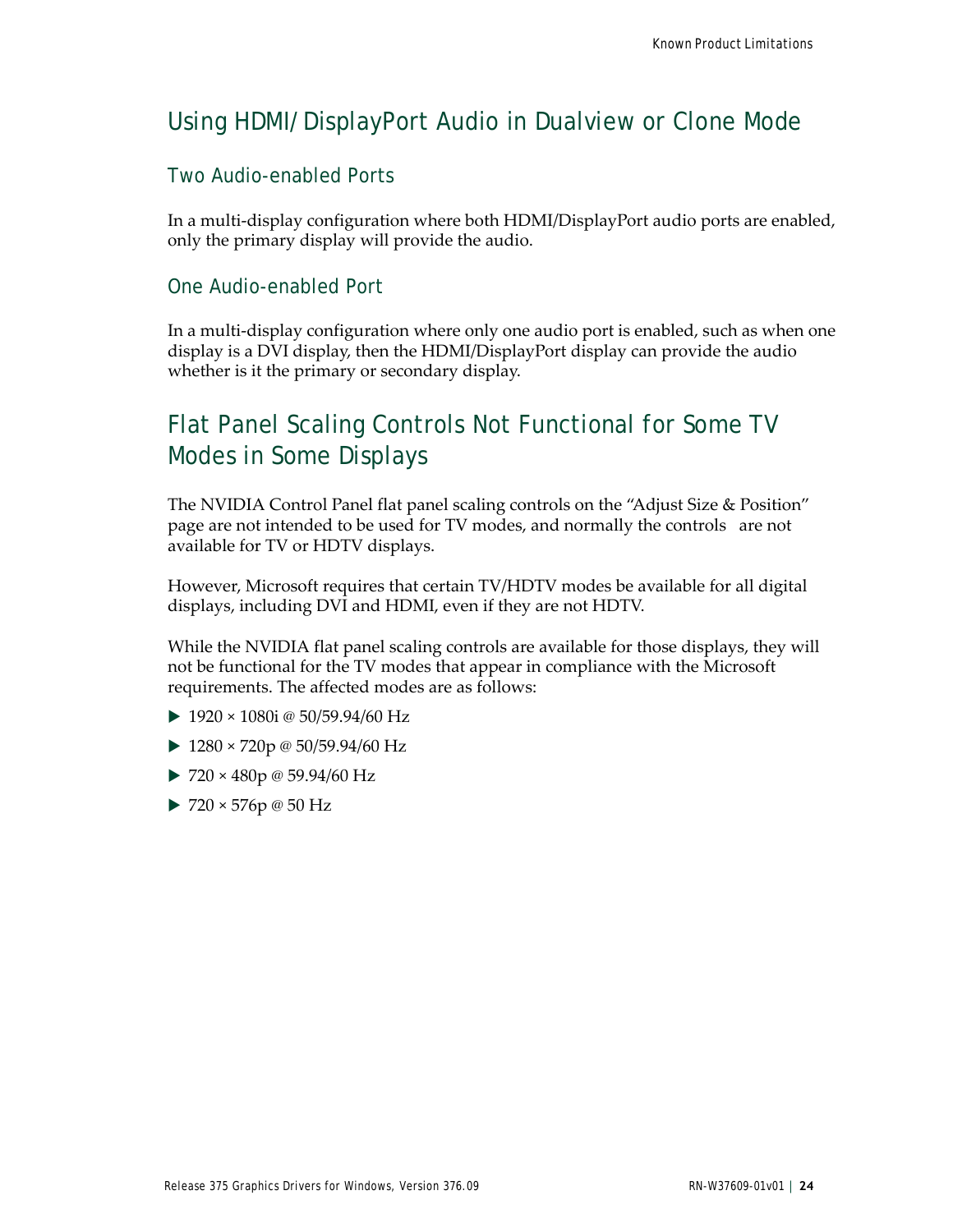## Using HDMI/DisplayPort Audio in Dualview or Clone Mode

### Two Audio-enabled Ports

In a multi-display configuration where both HDMI/DisplayPort audio ports are enabled, only the primary display will provide the audio.

### One Audio-enabled Port

In a multi-display configuration where only one audio port is enabled, such as when one display is a DVI display, then the HDMI/DisplayPort display can provide the audio whether is it the primary or secondary display.

## Flat Panel Scaling Controls Not Functional for Some TV Modes in Some Displays

The NVIDIA Control Panel flat panel scaling controls on the “Adjust Size & Position” page are not intended to be used for TV modes, and normally the controls are not available for TV or HDTV displays.

However, Microsoft requires that certain TV/HDTV modes be available for all digital displays, including DVI and HDMI, even if they are not HDTV.

While the NVIDIA flat panel scaling controls are available for those displays, they will not be functional for the TV modes that appear in compliance with the Microsoft requirements. The affected modes are as follows:

- 1920 × 1080i @ 50/59.94/60 Hz
- 1280 × 720p @ 50/59.94/60 Hz
- 720 × 480p @ 59.94/60 Hz
- 720 × 576p @ 50 Hz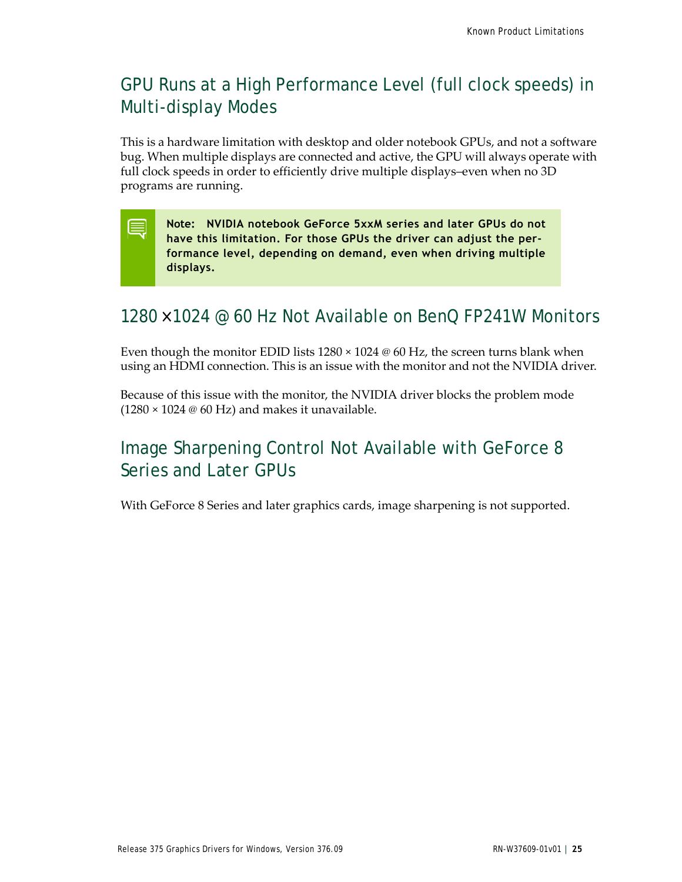## GPU Runs at a High Performance Level (full clock speeds) in Multi-display Modes

This is a hardware limitation with desktop and older notebook GPUs, and not a software bug. When multiple displays are connected and active, the GPU will always operate with full clock speeds in order to efficiently drive multiple displays–even when no 3D programs are running.

> **Note: NVIDIA notebook GeForce 5xxM series and later GPUs do not have this limitation. For those GPUs the driver can adjust the performance level, depending on demand, even when driving multiple displays.**

## 1280 × 1024 @ 60 Hz Not Available on BenQ FP241W Monitors

Even though the monitor EDID lists 1280 × 1024 @ 60 Hz, the screen turns blank when using an HDMI connection. This is an issue with the monitor and not the NVIDIA driver.

Because of this issue with the monitor, the NVIDIA driver blocks the problem mode (1280 × 1024 @ 60 Hz) and makes it unavailable.

## Image Sharpening Control Not Available with GeForce 8 Series and Later GPUs

With GeForce 8 Series and later graphics cards, image sharpening is not supported.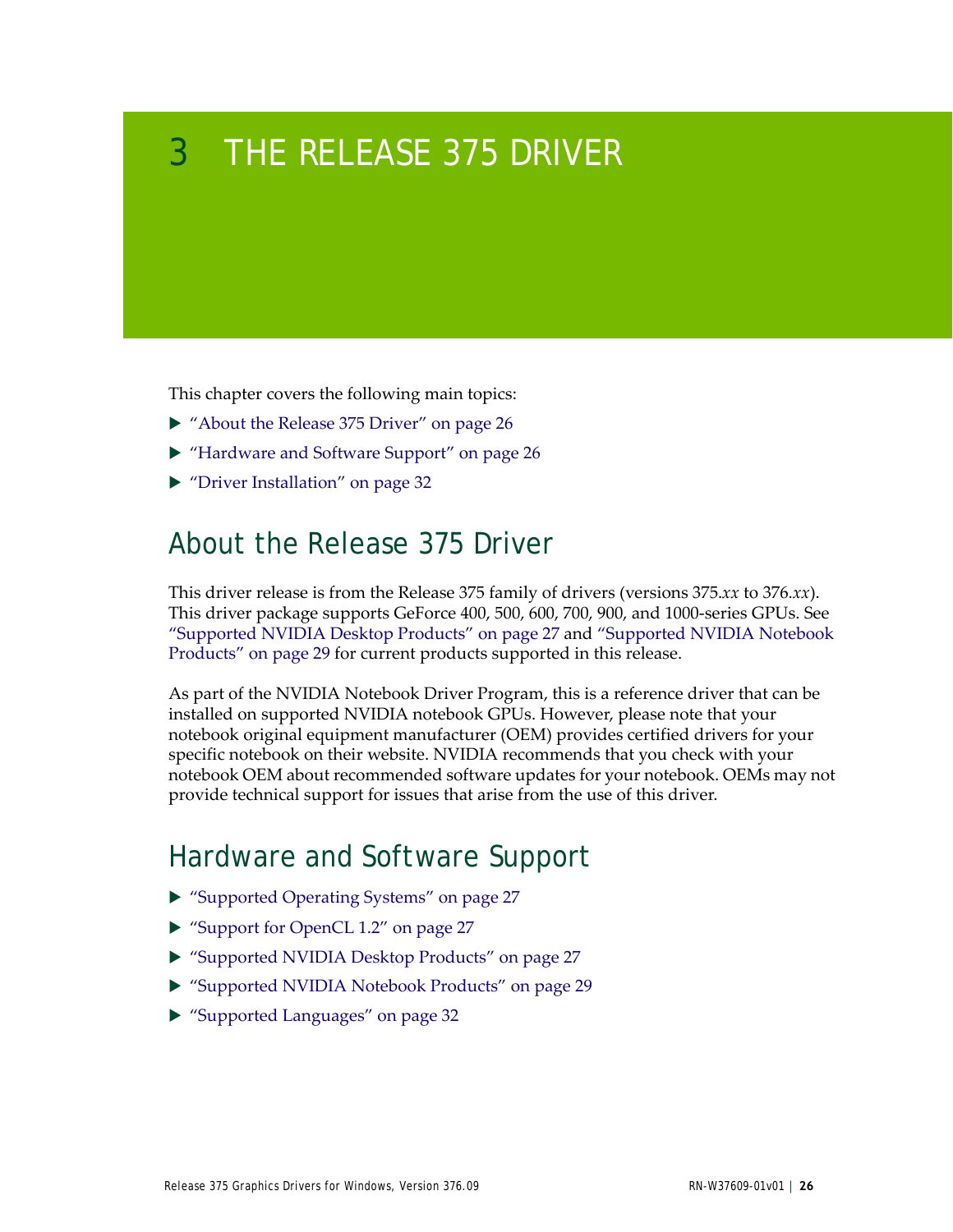# 3 THE RELEASE 375 DRIVER

This chapter covers the following main topics:

- "About the Release 375 Driver" on page 26
- "Hardware and Software Support" on page 26
- "Driver Installation" on page 32

## About the Release 375 Driver

This driver release is from the Release 375 family of drivers (versions 375.*xx* to 376.*xx*). This driver package supports GeForce 400, 500, 600, 700, 900, and 1000-series GPUs. See "Supported NVIDIA Desktop Products" on page 27 and "Supported NVIDIA Notebook Products" on page 29 for current products supported in this release.

As part of the NVIDIA Notebook Driver Program, this is a reference driver that can be installed on supported NVIDIA notebook GPUs. However, please note that your notebook original equipment manufacturer (OEM) provides certified drivers for your specific notebook on their website. NVIDIA recommends that you check with your notebook OEM about recommended software updates for your notebook. OEMs may not provide technical support for issues that arise from the use of this driver.

## Hardware and Software Support

- "Supported Operating Systems" on page 27
- "Support for OpenCL 1.2" on page 27
- "Supported NVIDIA Desktop Products" on page 27
- "Supported NVIDIA Notebook Products" on page 29
- "Supported Languages" on page 32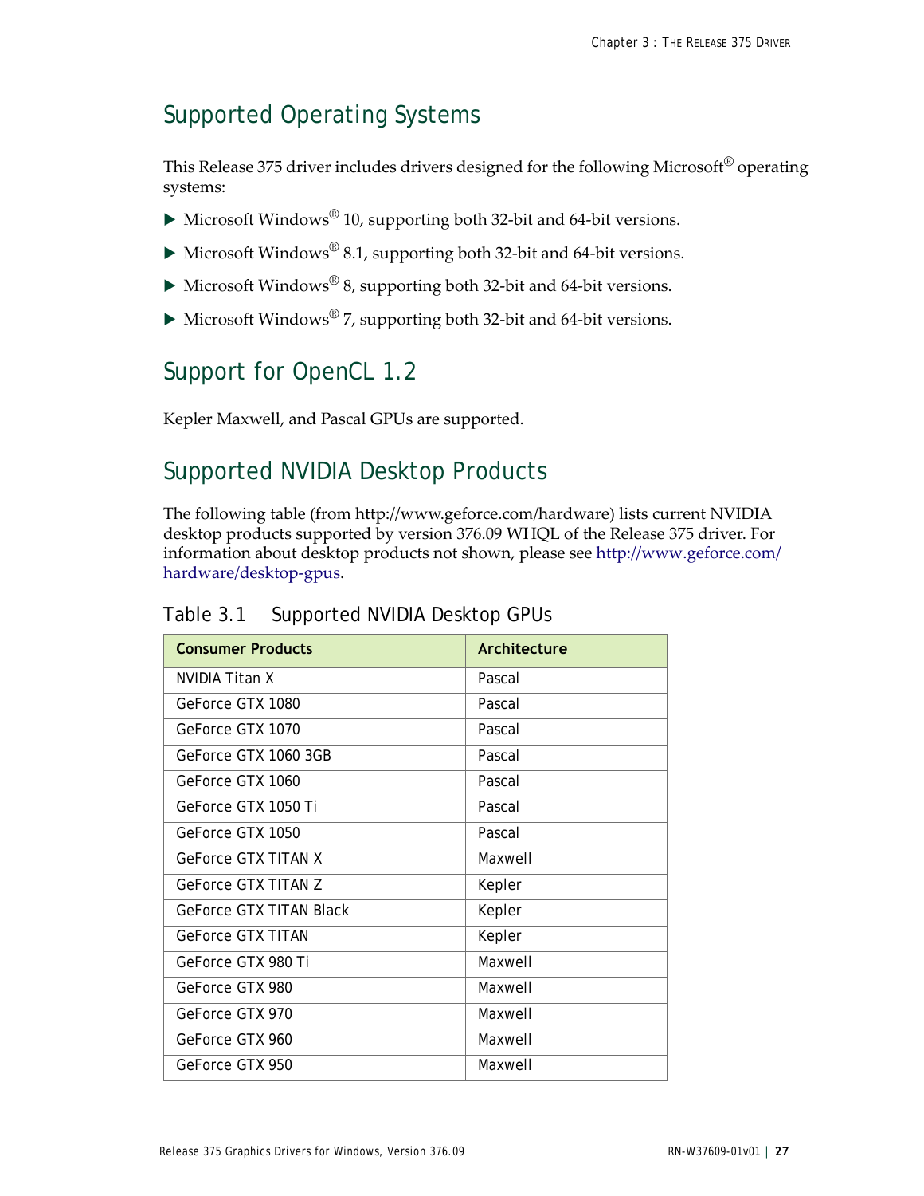## Supported Operating Systems

This Release 375 driver includes drivers designed for the following Microsoft® operating systems:

- Microsoft Windows® 10, supporting both 32-bit and 64-bit versions.
- Microsoft Windows® 8.1, supporting both 32-bit and 64-bit versions.
- Microsoft Windows® 8, supporting both 32-bit and 64-bit versions.
- Microsoft Windows® 7, supporting both 32-bit and 64-bit versions.

## Support for OpenCL 1.2

Kepler Maxwell, and Pascal GPUs are supported.

## Supported NVIDIA Desktop Products

The following table (from http://www.geforce.com/hardware) lists current NVIDIA desktop products supported by version 376.09 WHQL of the Release 375 driver. For information about desktop products not shown, please see http://www.geforce.com/hardware/desktop-gpus.

### Table 3.1 Supported NVIDIA Desktop GPUs

| Consumer Products | Architecture |
|---|---|
| NVIDIA Titan X | Pascal |
| GeForce GTX 1080 | Pascal |
| GeForce GTX 1070 | Pascal |
| GeForce GTX 1060 3GB | Pascal |
| GeForce GTX 1060 | Pascal |
| GeForce GTX 1050 Ti | Pascal |
| GeForce GTX 1050 | Pascal |
| GeForce GTX TITAN X | Maxwell |
| GeForce GTX TITAN Z | Kepler |
| GeForce GTX TITAN Black | Kepler |
| GeForce GTX TITAN | Kepler |
| GeForce GTX 980 Ti | Maxwell |
| GeForce GTX 980 | Maxwell |
| GeForce GTX 970 | Maxwell |
| GeForce GTX 960 | Maxwell |
| GeForce GTX 950 | Maxwell |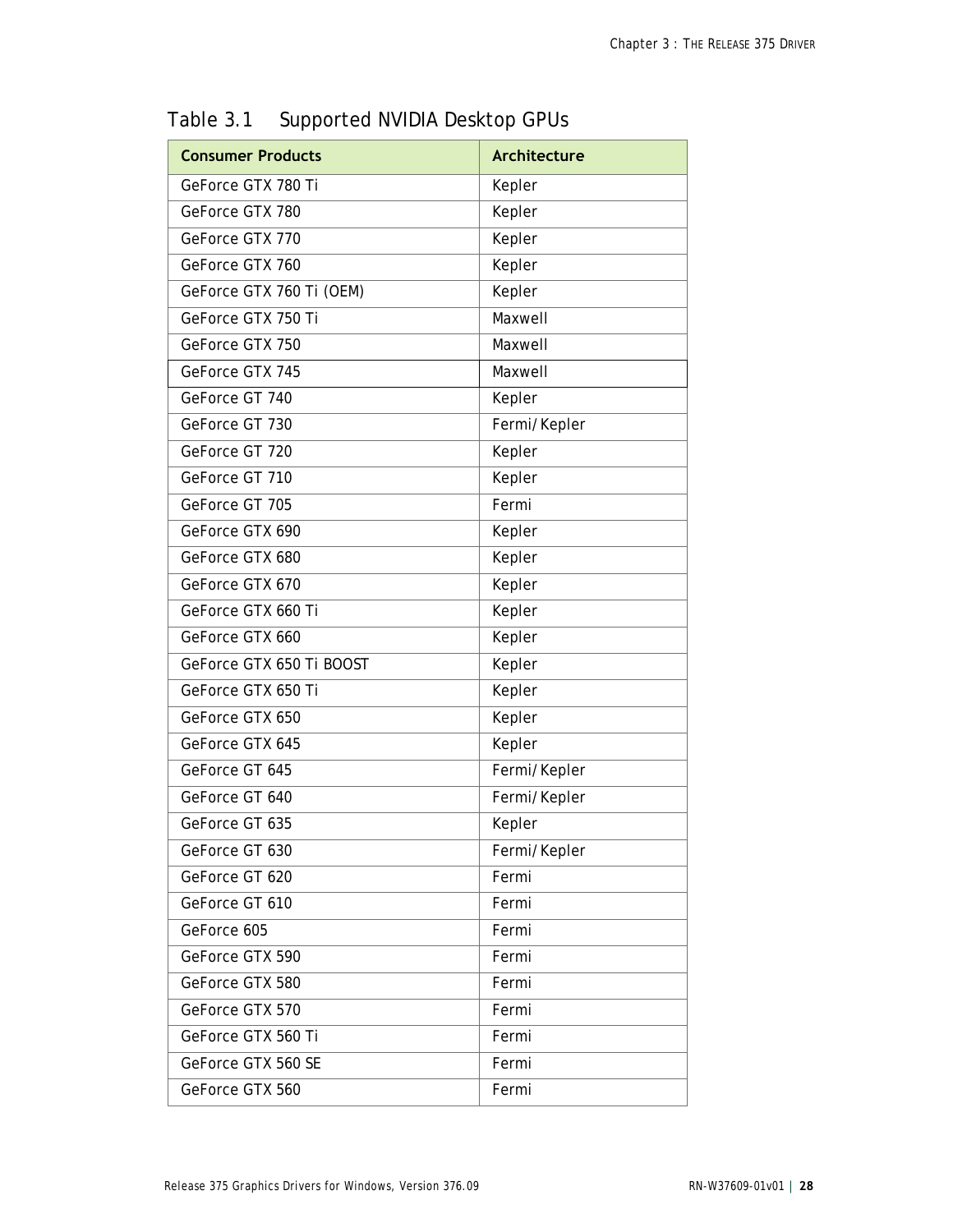Table 3.1 Supported NVIDIA Desktop GPUs

| Consumer Products | Architecture |
|---|---|
| GeForce GTX 780 Ti | Kepler |
| GeForce GTX 780 | Kepler |
| GeForce GTX 770 | Kepler |
| GeForce GTX 760 | Kepler |
| GeForce GTX 760 Ti (OEM) | Kepler |
| GeForce GTX 750 Ti | Maxwell |
| GeForce GTX 750 | Maxwell |
| GeForce GTX 745 | Maxwell |
| GeForce GT 740 | Kepler |
| GeForce GT 730 | Fermi/Kepler |
| GeForce GT 720 | Kepler |
| GeForce GT 710 | Kepler |
| GeForce GT 705 | Fermi |
| GeForce GTX 690 | Kepler |
| GeForce GTX 680 | Kepler |
| GeForce GTX 670 | Kepler |
| GeForce GTX 660 Ti | Kepler |
| GeForce GTX 660 | Kepler |
| GeForce GTX 650 Ti BOOST | Kepler |
| GeForce GTX 650 Ti | Kepler |
| GeForce GTX 650 | Kepler |
| GeForce GTX 645 | Kepler |
| GeForce GT 645 | Fermi/Kepler |
| GeForce GT 640 | Fermi/Kepler |
| GeForce GT 635 | Kepler |
| GeForce GT 630 | Fermi/Kepler |
| GeForce GT 620 | Fermi |
| GeForce GT 610 | Fermi |
| GeForce 605 | Fermi |
| GeForce GTX 590 | Fermi |
| GeForce GTX 580 | Fermi |
| GeForce GTX 570 | Fermi |
| GeForce GTX 560 Ti | Fermi |
| GeForce GTX 560 SE | Fermi |
| GeForce GTX 560 | Fermi |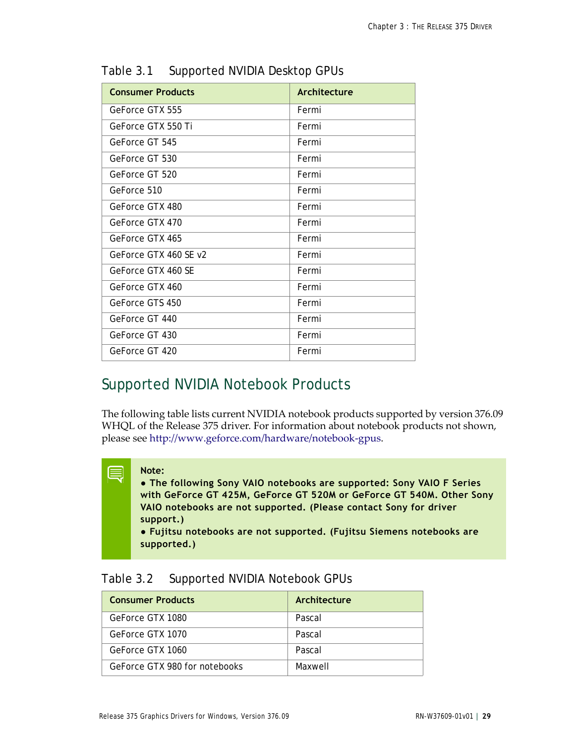Table 3.1 Supported NVIDIA Desktop GPUs

| Consumer Products | Architecture |
|---|---|
| GeForce GTX 555 | Fermi |
| GeForce GTX 550 Ti | Fermi |
| GeForce GT 545 | Fermi |
| GeForce GT 530 | Fermi |
| GeForce GT 520 | Fermi |
| GeForce 510 | Fermi |
| GeForce GTX 480 | Fermi |
| GeForce GTX 470 | Fermi |
| GeForce GTX 465 | Fermi |
| GeForce GTX 460 SE v2 | Fermi |
| GeForce GTX 460 SE | Fermi |
| GeForce GTX 460 | Fermi |
| GeForce GTS 450 | Fermi |
| GeForce GT 440 | Fermi |
| GeForce GT 430 | Fermi |
| GeForce GT 420 | Fermi |

## Supported NVIDIA Notebook Products

The following table lists current NVIDIA notebook products supported by version 376.09 WHQL of the Release 375 driver. For information about notebook products not shown, please see http://www.geforce.com/hardware/notebook-gpus.

> **Note:**
> **● The following Sony VAIO notebooks are supported: Sony VAIO F Series with GeForce GT 425M, GeForce GT 520M or GeForce GT 540M. Other Sony VAIO notebooks are not supported. (Please contact Sony for driver support.)**
> **● Fujitsu notebooks are not supported. (Fujitsu Siemens notebooks are supported.)**

Table 3.2 Supported NVIDIA Notebook GPUs

| Consumer Products | Architecture |
|---|---|
| GeForce GTX 1080 | Pascal |
| GeForce GTX 1070 | Pascal |
| GeForce GTX 1060 | Pascal |
| GeForce GTX 980 for notebooks | Maxwell |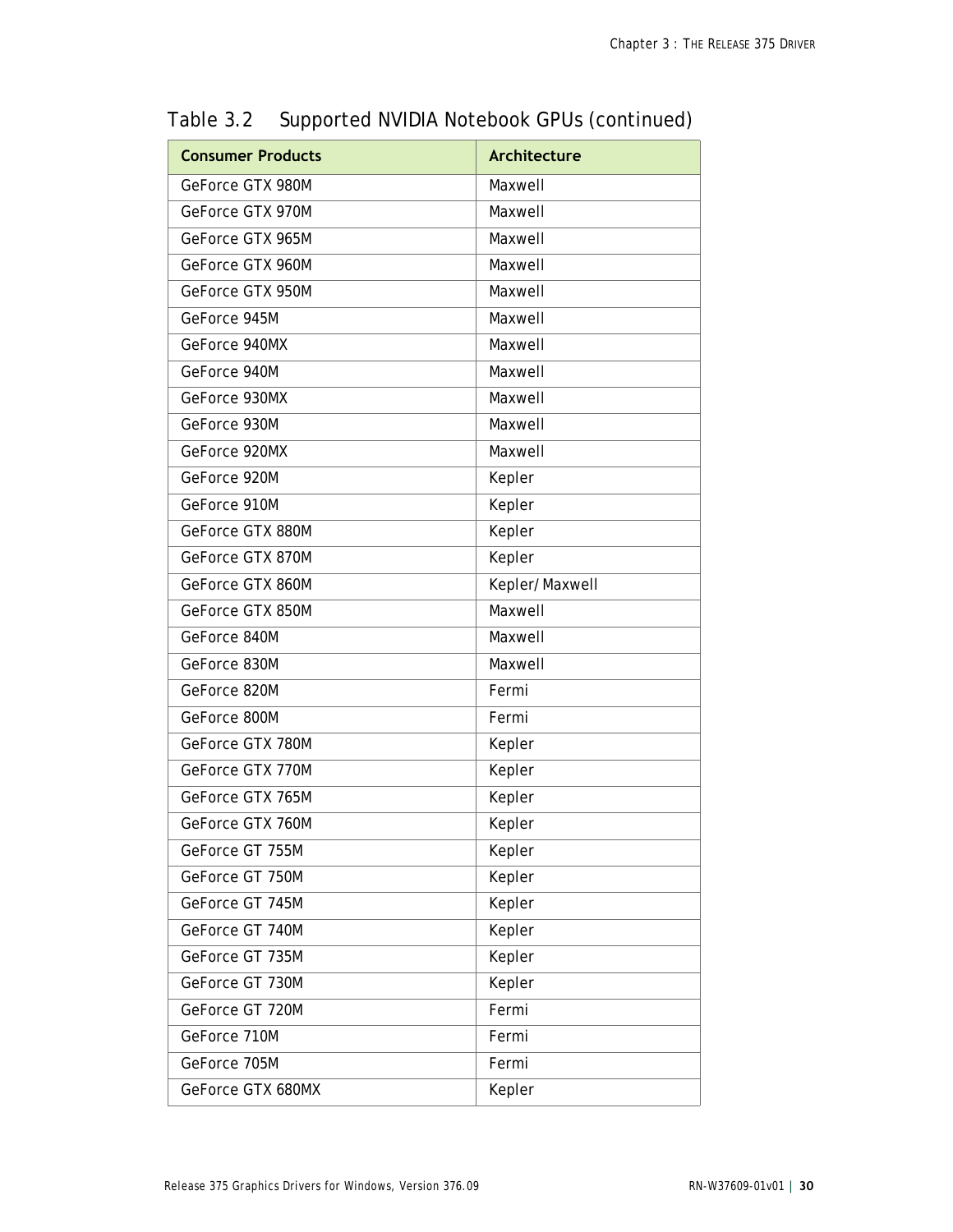Table 3.2 Supported NVIDIA Notebook GPUs (continued)

| Consumer Products | Architecture |
| --- | --- |
| GeForce GTX 980M | Maxwell |
| GeForce GTX 970M | Maxwell |
| GeForce GTX 965M | Maxwell |
| GeForce GTX 960M | Maxwell |
| GeForce GTX 950M | Maxwell |
| GeForce 945M | Maxwell |
| GeForce 940MX | Maxwell |
| GeForce 940M | Maxwell |
| GeForce 930MX | Maxwell |
| GeForce 930M | Maxwell |
| GeForce 920MX | Maxwell |
| GeForce 920M | Kepler |
| GeForce 910M | Kepler |
| GeForce GTX 880M | Kepler |
| GeForce GTX 870M | Kepler |
| GeForce GTX 860M | Kepler/ Maxwell |
| GeForce GTX 850M | Maxwell |
| GeForce 840M | Maxwell |
| GeForce 830M | Maxwell |
| GeForce 820M | Fermi |
| GeForce 800M | Fermi |
| GeForce GTX 780M | Kepler |
| GeForce GTX 770M | Kepler |
| GeForce GTX 765M | Kepler |
| GeForce GTX 760M | Kepler |
| GeForce GT 755M | Kepler |
| GeForce GT 750M | Kepler |
| GeForce GT 745M | Kepler |
| GeForce GT 740M | Kepler |
| GeForce GT 735M | Kepler |
| GeForce GT 730M | Kepler |
| GeForce GT 720M | Fermi |
| GeForce 710M | Fermi |
| GeForce 705M | Fermi |
| GeForce GTX 680MX | Kepler |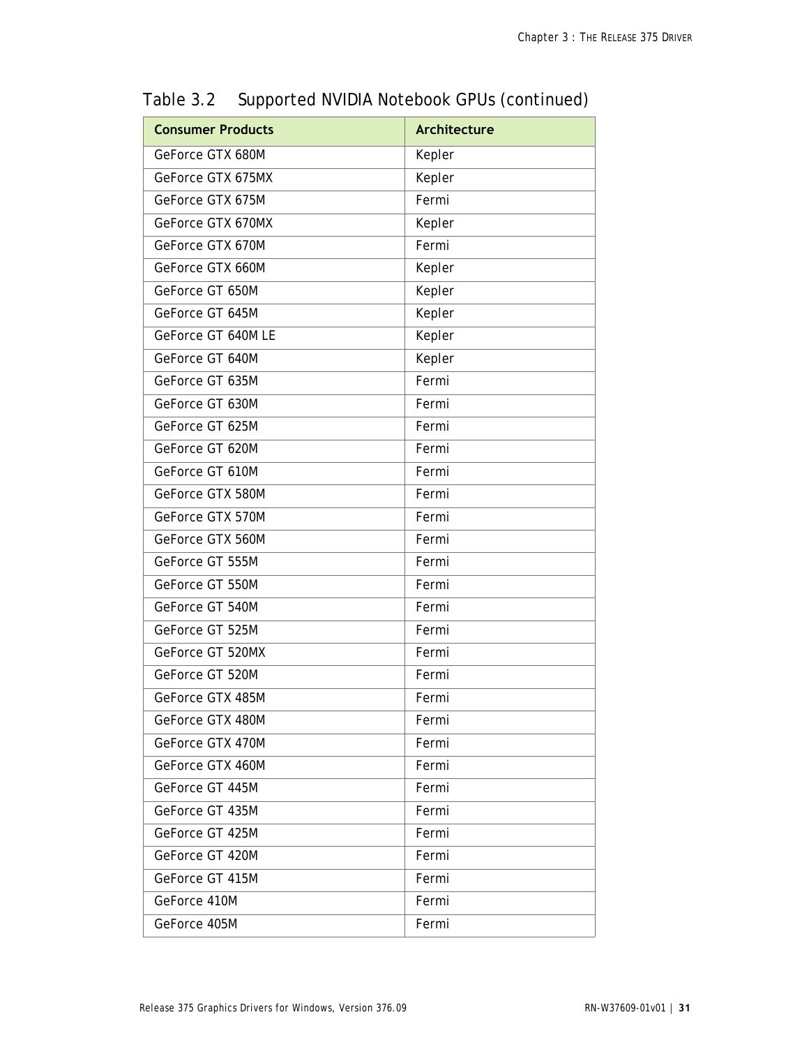Table 3.2 Supported NVIDIA Notebook GPUs (continued)

| Consumer Products | Architecture |
|---|---|
| GeForce GTX 680M | Kepler |
| GeForce GTX 675MX | Kepler |
| GeForce GTX 675M | Fermi |
| GeForce GTX 670MX | Kepler |
| GeForce GTX 670M | Fermi |
| GeForce GTX 660M | Kepler |
| GeForce GT 650M | Kepler |
| GeForce GT 645M | Kepler |
| GeForce GT 640M LE | Kepler |
| GeForce GT 640M | Kepler |
| GeForce GT 635M | Fermi |
| GeForce GT 630M | Fermi |
| GeForce GT 625M | Fermi |
| GeForce GT 620M | Fermi |
| GeForce GT 610M | Fermi |
| GeForce GTX 580M | Fermi |
| GeForce GTX 570M | Fermi |
| GeForce GTX 560M | Fermi |
| GeForce GT 555M | Fermi |
| GeForce GT 550M | Fermi |
| GeForce GT 540M | Fermi |
| GeForce GT 525M | Fermi |
| GeForce GT 520MX | Fermi |
| GeForce GT 520M | Fermi |
| GeForce GTX 485M | Fermi |
| GeForce GTX 480M | Fermi |
| GeForce GTX 470M | Fermi |
| GeForce GTX 460M | Fermi |
| GeForce GT 445M | Fermi |
| GeForce GT 435M | Fermi |
| GeForce GT 425M | Fermi |
| GeForce GT 420M | Fermi |
| GeForce GT 415M | Fermi |
| GeForce 410M | Fermi |
| GeForce 405M | Fermi |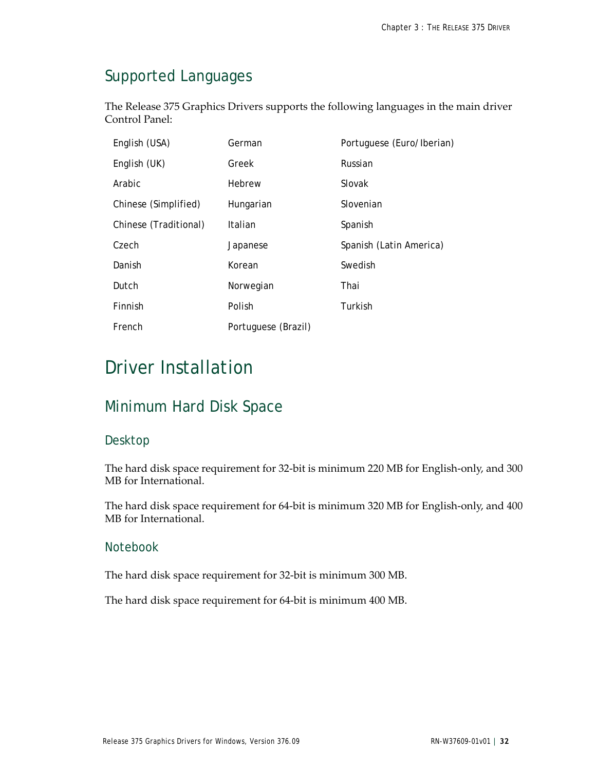## Supported Languages

The Release 375 Graphics Drivers supports the following languages in the main driver Control Panel:

| | | |
|---|---|---|
| English (USA) | German | Portuguese (Euro/Iberian) |
| English (UK) | Greek | Russian |
| Arabic | Hebrew | Slovak |
| Chinese (Simplified) | Hungarian | Slovenian |
| Chinese (Traditional) | Italian | Spanish |
| Czech | Japanese | Spanish (Latin America) |
| Danish | Korean | Swedish |
| Dutch | Norwegian | Thai |
| Finnish | Polish | Turkish |
| French | Portuguese (Brazil) | |

# Driver Installation

## Minimum Hard Disk Space

### Desktop

The hard disk space requirement for 32-bit is minimum 220 MB for English-only, and 300 MB for International.

The hard disk space requirement for 64-bit is minimum 320 MB for English-only, and 400 MB for International.

### Notebook

The hard disk space requirement for 32-bit is minimum 300 MB.

The hard disk space requirement for 64-bit is minimum 400 MB.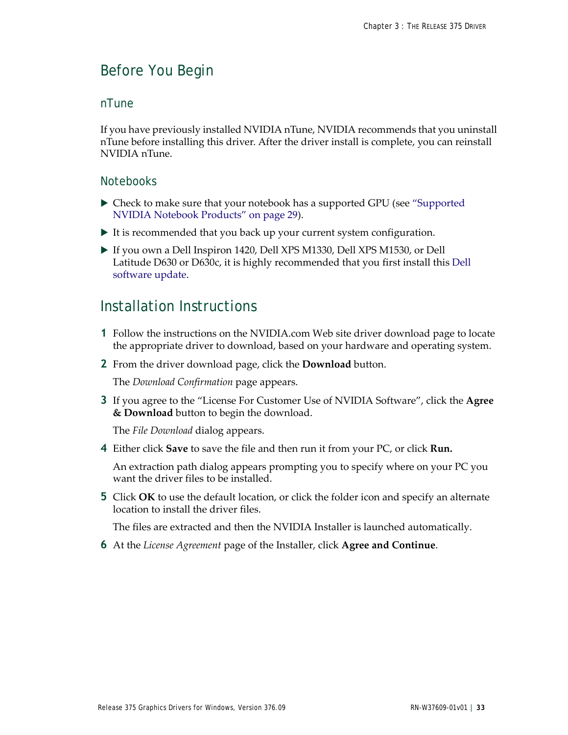## Before You Begin

### nTune

If you have previously installed NVIDIA nTune, NVIDIA recommends that you uninstall nTune before installing this driver. After the driver install is complete, you can reinstall NVIDIA nTune.

### Notebooks

- Check to make sure that your notebook has a supported GPU (see "Supported NVIDIA Notebook Products" on page 29).
- It is recommended that you back up your current system configuration.
- If you own a Dell Inspiron 1420, Dell XPS M1330, Dell XPS M1530, or Dell Latitude D630 or D630c, it is highly recommended that you first install this Dell software update.

## Installation Instructions

1. Follow the instructions on the NVIDIA.com Web site driver download page to locate the appropriate driver to download, based on your hardware and operating system.
2. From the driver download page, click the **Download** button.

   The *Download Confirmation* page appears.
3. If you agree to the "License For Customer Use of NVIDIA Software", click the **Agree & Download** button to begin the download.

   The *File Download* dialog appears.
4. Either click **Save** to save the file and then run it from your PC, or click **Run.**

   An extraction path dialog appears prompting you to specify where on your PC you want the driver files to be installed.
5. Click **OK** to use the default location, or click the folder icon and specify an alternate location to install the driver files.

   The files are extracted and then the NVIDIA Installer is launched automatically.
6. At the *License Agreement* page of the Installer, click **Agree and Continue**.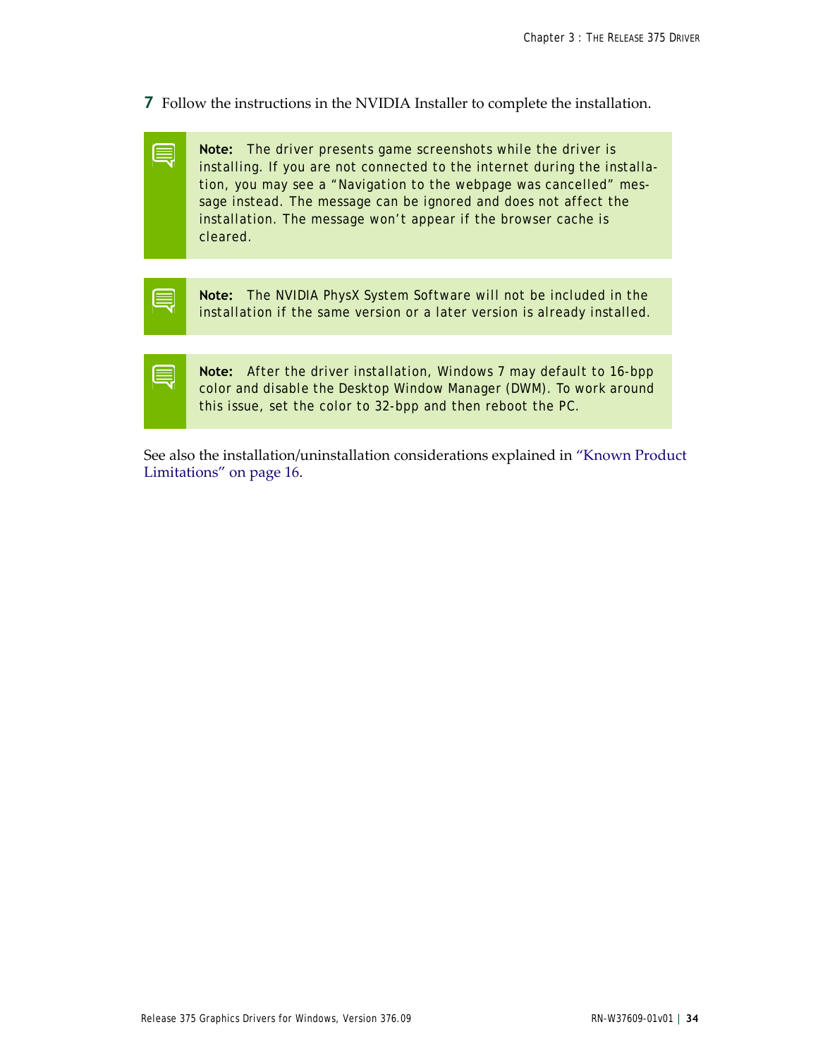7. Follow the instructions in the NVIDIA Installer to complete the installation.

> **Note:** The driver presents game screenshots while the driver is installing. If you are not connected to the internet during the installation, you may see a "Navigation to the webpage was cancelled" message instead. The message can be ignored and does not affect the installation. The message won't appear if the browser cache is cleared.

> **Note:** The NVIDIA PhysX System Software will not be included in the installation if the same version or a later version is already installed.

> **Note:** After the driver installation, Windows 7 may default to 16-bpp color and disable the Desktop Window Manager (DWM). To work around this issue, set the color to 32-bpp and then reboot the PC.

See also the installation/uninstallation considerations explained in "Known Product Limitations" on page 16.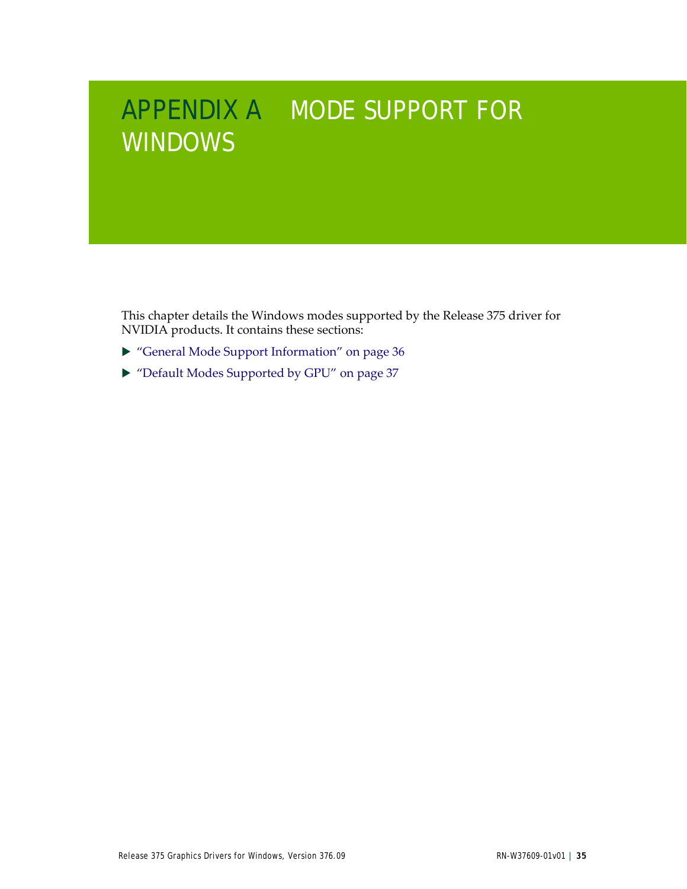# APPENDIX A MODE SUPPORT FOR WINDOWS

This chapter details the Windows modes supported by the Release 375 driver for NVIDIA products. It contains these sections:

- "General Mode Support Information" on page 36
- "Default Modes Supported by GPU" on page 37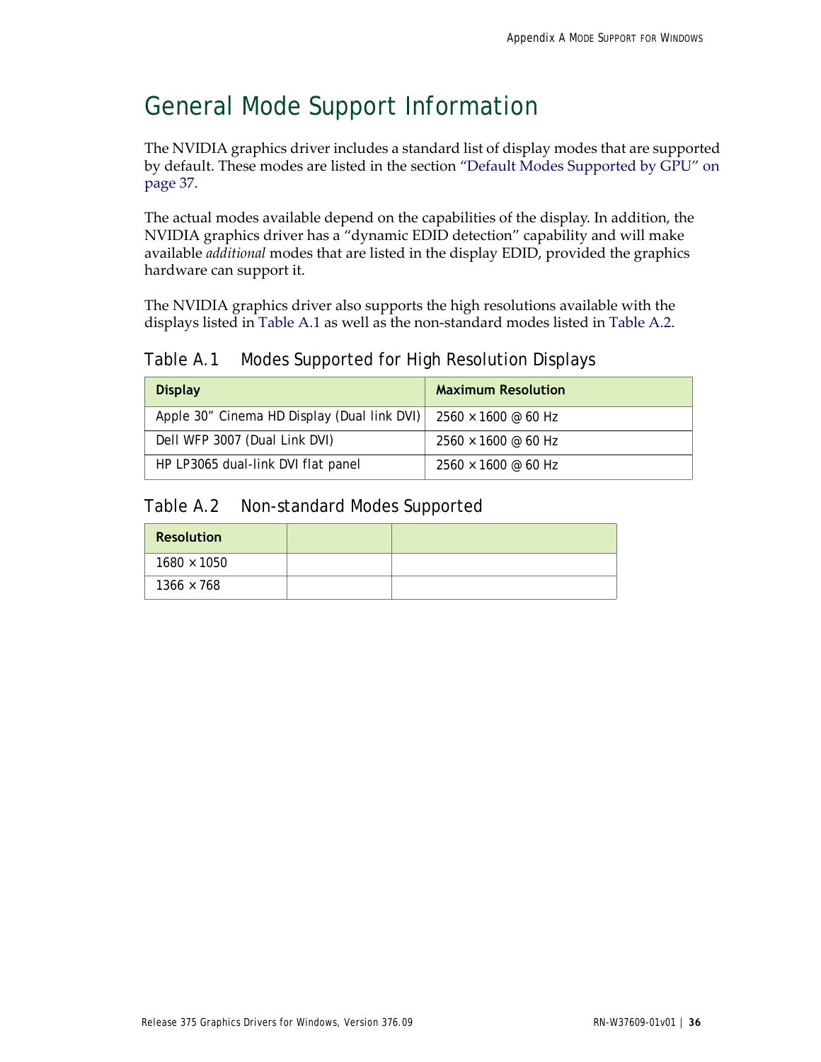# General Mode Support Information

The NVIDIA graphics driver includes a standard list of display modes that are supported by default. These modes are listed in the section "Default Modes Supported by GPU" on page 37.

The actual modes available depend on the capabilities of the display. In addition, the NVIDIA graphics driver has a "dynamic EDID detection" capability and will make available *additional* modes that are listed in the display EDID, provided the graphics hardware can support it.

The NVIDIA graphics driver also supports the high resolutions available with the displays listed in Table A.1 as well as the non-standard modes listed in Table A.2.

## Table A.1 Modes Supported for High Resolution Displays

| Display | Maximum Resolution |
|---|---|
| Apple 30" Cinema HD Display (Dual link DVI) | 2560 × 1600 @ 60 Hz |
| Dell WFP 3007 (Dual Link DVI) | 2560 × 1600 @ 60 Hz |
| HP LP3065 dual-link DVI flat panel | 2560 × 1600 @ 60 Hz |

## Table A.2 Non-standard Modes Supported

| Resolution | | |
|---|---|---|
| 1680 × 1050 | | |
| 1366 × 768 | | |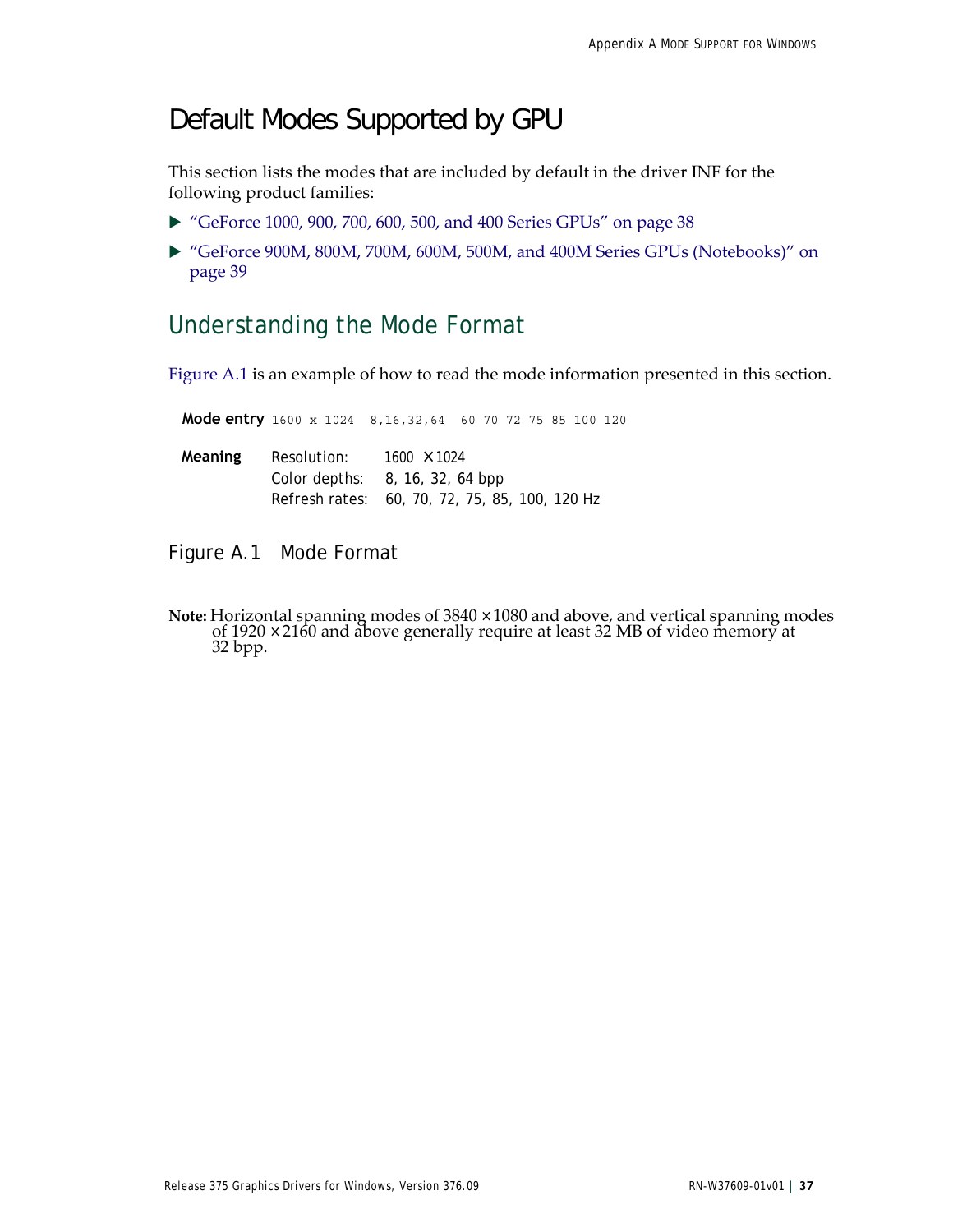# Default Modes Supported by GPU

This section lists the modes that are included by default in the driver INF for the following product families:

- "GeForce 1000, 900, 700, 600, 500, and 400 Series GPUs" on page 38
- "GeForce 900M, 800M, 700M, 600M, 500M, and 400M Series GPUs (Notebooks)" on page 39

## Understanding the Mode Format

Figure A.1 is an example of how to read the mode information presented in this section.

**Mode entry** `1600 x 1024  8,16,32,64  60 70 72 75 85 100 120`

**Meaning**

| | |
|---|---|
| Resolution: | 1600 × 1024 |
| Color depths: | 8, 16, 32, 64 bpp |
| Refresh rates: | 60, 70, 72, 75, 85, 100, 120 Hz |

Figure A.1 Mode Format

**Note:** Horizontal spanning modes of 3840 × 1080 and above, and vertical spanning modes of 1920 × 2160 and above generally require at least 32 MB of video memory at 32 bpp.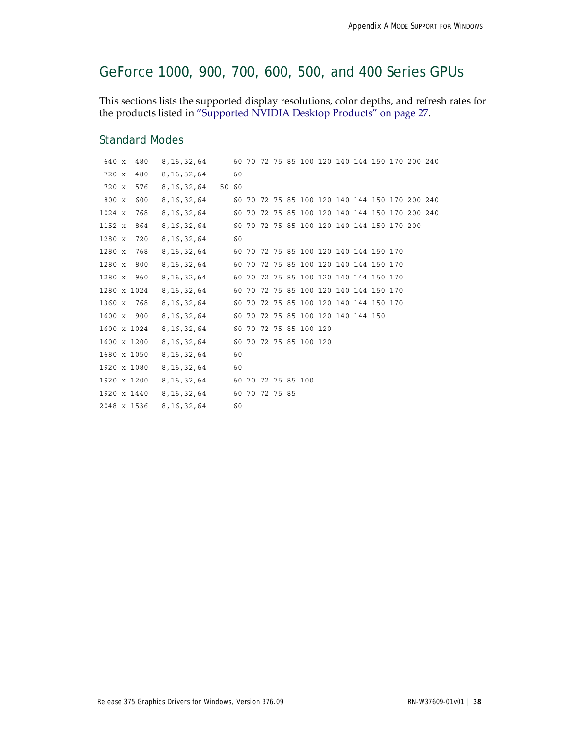## GeForce 1000, 900, 700, 600, 500, and 400 Series GPUs

This sections lists the supported display resolutions, color depths, and refresh rates for the products listed in "Supported NVIDIA Desktop Products" on page 27.

### Standard Modes

```
 640 x  480   8,16,32,64      60 70 72 75 85 100 120 140 144 150 170 200 240
 720 x  480   8,16,32,64      60
 720 x  576   8,16,32,64   50 60
 800 x  600   8,16,32,64      60 70 72 75 85 100 120 140 144 150 170 200 240
1024 x  768   8,16,32,64      60 70 72 75 85 100 120 140 144 150 170 200 240
1152 x  864   8,16,32,64      60 70 72 75 85 100 120 140 144 150 170 200
1280 x  720   8,16,32,64      60
1280 x  768   8,16,32,64      60 70 72 75 85 100 120 140 144 150 170
1280 x  800   8,16,32,64      60 70 72 75 85 100 120 140 144 150 170
1280 x  960   8,16,32,64      60 70 72 75 85 100 120 140 144 150 170
1280 x 1024   8,16,32,64      60 70 72 75 85 100 120 140 144 150 170
1360 x  768   8,16,32,64      60 70 72 75 85 100 120 140 144 150 170
1600 x  900   8,16,32,64      60 70 72 75 85 100 120 140 144 150
1600 x 1024   8,16,32,64      60 70 72 75 85 100 120
1600 x 1200   8,16,32,64      60 70 72 75 85 100 120
1680 x 1050   8,16,32,64      60
1920 x 1080   8,16,32,64      60
1920 x 1200   8,16,32,64      60 70 72 75 85 100
1920 x 1440   8,16,32,64      60 70 72 75 85
2048 x 1536   8,16,32,64      60
```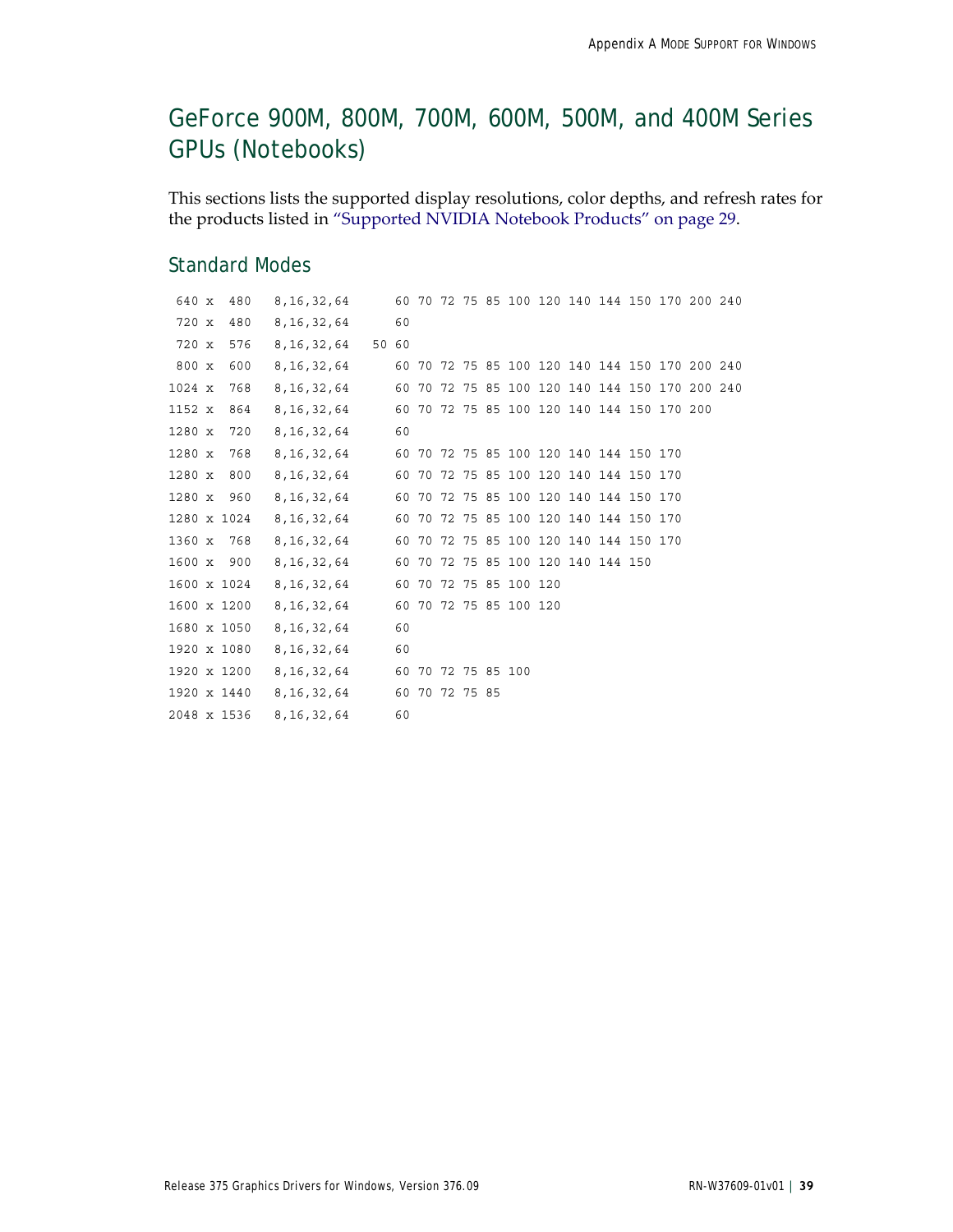## GeForce 900M, 800M, 700M, 600M, 500M, and 400M Series GPUs (Notebooks)

This sections lists the supported display resolutions, color depths, and refresh rates for the products listed in "Supported NVIDIA Notebook Products" on page 29.

### Standard Modes

```
 640 x  480   8,16,32,64      60 70 72 75 85 100 120 140 144 150 170 200 240
 720 x  480   8,16,32,64      60
 720 x  576   8,16,32,64   50 60
 800 x  600   8,16,32,64      60 70 72 75 85 100 120 140 144 150 170 200 240
1024 x  768   8,16,32,64      60 70 72 75 85 100 120 140 144 150 170 200 240
1152 x  864   8,16,32,64      60 70 72 75 85 100 120 140 144 150 170 200
1280 x  720   8,16,32,64      60
1280 x  768   8,16,32,64      60 70 72 75 85 100 120 140 144 150 170
1280 x  800   8,16,32,64      60 70 72 75 85 100 120 140 144 150 170
1280 x  960   8,16,32,64      60 70 72 75 85 100 120 140 144 150 170
1280 x 1024   8,16,32,64      60 70 72 75 85 100 120 140 144 150 170
1360 x  768   8,16,32,64      60 70 72 75 85 100 120 140 144 150 170
1600 x  900   8,16,32,64      60 70 72 75 85 100 120 140 144 150
1600 x 1024   8,16,32,64      60 70 72 75 85 100 120
1600 x 1200   8,16,32,64      60 70 72 75 85 100 120
1680 x 1050   8,16,32,64      60
1920 x 1080   8,16,32,64      60
1920 x 1200   8,16,32,64      60 70 72 75 85 100
1920 x 1440   8,16,32,64      60 70 72 75 85
2048 x 1536   8,16,32,64      60
```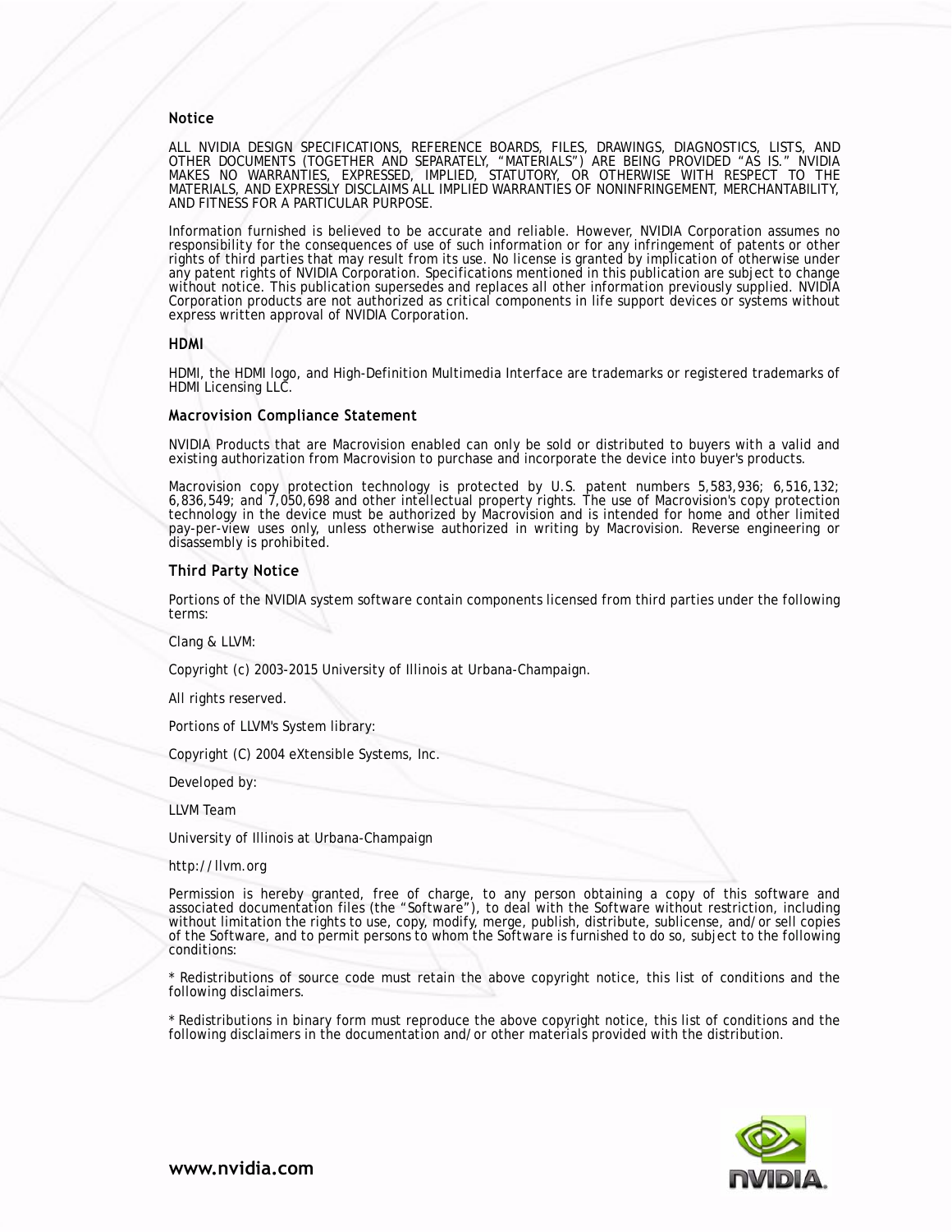## Notice

ALL NVIDIA DESIGN SPECIFICATIONS, REFERENCE BOARDS, FILES, DRAWINGS, DIAGNOSTICS, LISTS, AND OTHER DOCUMENTS (TOGETHER AND SEPARATELY, "MATERIALS") ARE BEING PROVIDED "AS IS." NVIDIA MAKES NO WARRANTIES, EXPRESSED, IMPLIED, STATUTORY, OR OTHERWISE WITH RESPECT TO THE MATERIALS, AND EXPRESSLY DISCLAIMS ALL IMPLIED WARRANTIES OF NONINFRINGEMENT, MERCHANTABILITY, AND FITNESS FOR A PARTICULAR PURPOSE.

Information furnished is believed to be accurate and reliable. However, NVIDIA Corporation assumes no responsibility for the consequences of use of such information or for any infringement of patents or other rights of third parties that may result from its use. No license is granted by implication of otherwise under any patent rights of NVIDIA Corporation. Specifications mentioned in this publication are subject to change without notice. This publication supersedes and replaces all other information previously supplied. NVIDIA Corporation products are not authorized as critical components in life support devices or systems without express written approval of NVIDIA Corporation.

## HDMI

HDMI, the HDMI logo, and High-Definition Multimedia Interface are trademarks or registered trademarks of HDMI Licensing LLC.

## Macrovision Compliance Statement

NVIDIA Products that are Macrovision enabled can only be sold or distributed to buyers with a valid and existing authorization from Macrovision to purchase and incorporate the device into buyer's products.

Macrovision copy protection technology is protected by U.S. patent numbers 5,583,936; 6,516,132; 6,836,549; and 7,050,698 and other intellectual property rights. The use of Macrovision's copy protection technology in the device must be authorized by Macrovision and is intended for home and other limited pay-per-view uses only, unless otherwise authorized in writing by Macrovision. Reverse engineering or disassembly is prohibited.

## Third Party Notice

Portions of the NVIDIA system software contain components licensed from third parties under the following terms:

Clang & LLVM:

Copyright (c) 2003-2015 University of Illinois at Urbana-Champaign.

All rights reserved.

Portions of LLVM's System library:

Copyright (C) 2004 eXtensible Systems, Inc.

Developed by:

LLVM Team

University of Illinois at Urbana-Champaign

http://llvm.org

Permission is hereby granted, free of charge, to any person obtaining a copy of this software and associated documentation files (the "Software"), to deal with the Software without restriction, including without limitation the rights to use, copy, modify, merge, publish, distribute, sublicense, and/or sell copies of the Software, and to permit persons to whom the Software is furnished to do so, subject to the following conditions:

* Redistributions of source code must retain the above copyright notice, this list of conditions and the following disclaimers.

* Redistributions in binary form must reproduce the above copyright notice, this list of conditions and the following disclaimers in the documentation and/or other materials provided with the distribution.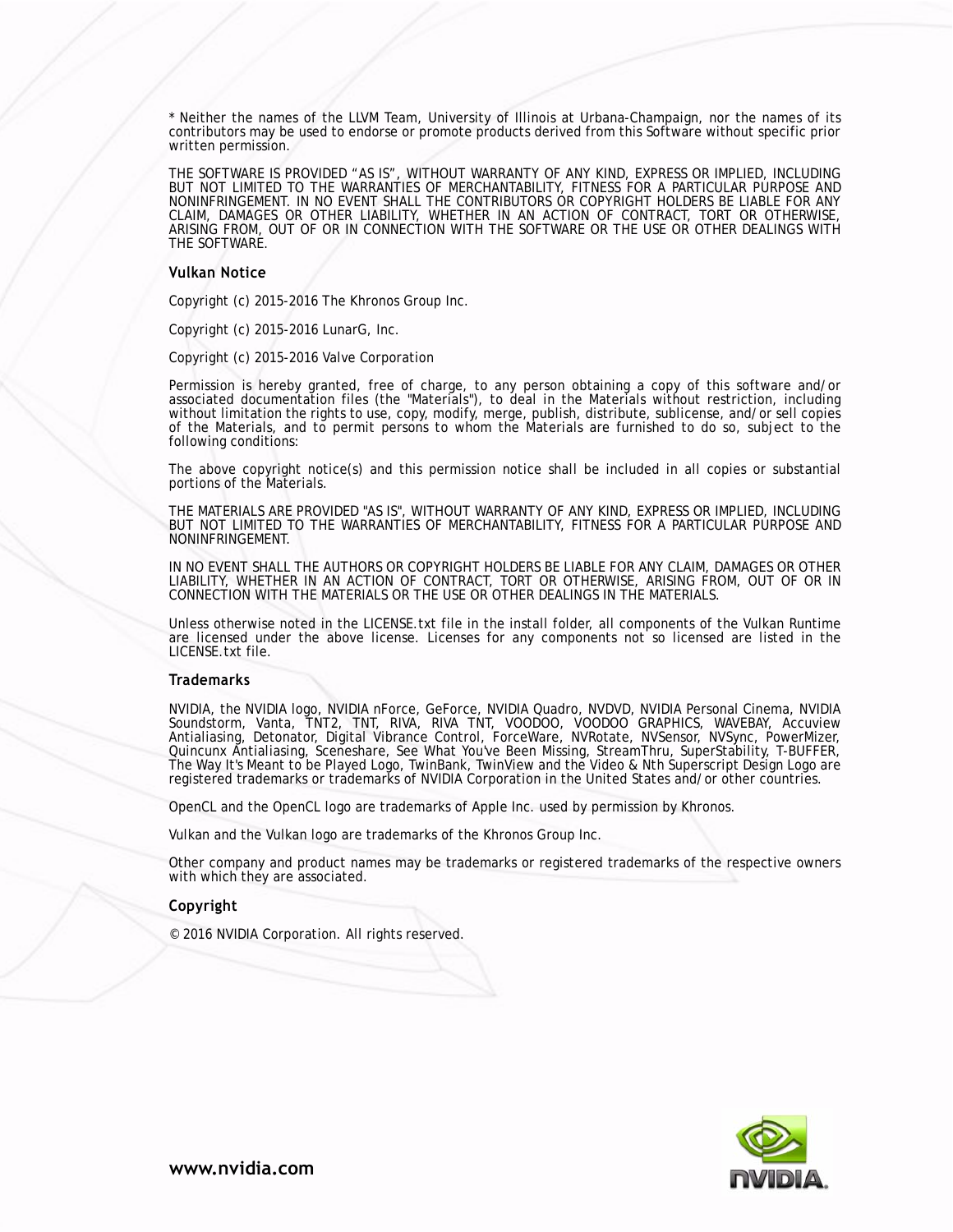* Neither the names of the LLVM Team, University of Illinois at Urbana-Champaign, nor the names of its contributors may be used to endorse or promote products derived from this Software without specific prior written permission.

THE SOFTWARE IS PROVIDED “AS IS”, WITHOUT WARRANTY OF ANY KIND, EXPRESS OR IMPLIED, INCLUDING BUT NOT LIMITED TO THE WARRANTIES OF MERCHANTABILITY, FITNESS FOR A PARTICULAR PURPOSE AND NONINFRINGEMENT. IN NO EVENT SHALL THE CONTRIBUTORS OR COPYRIGHT HOLDERS BE LIABLE FOR ANY CLAIM, DAMAGES OR OTHER LIABILITY, WHETHER IN AN ACTION OF CONTRACT, TORT OR OTHERWISE, ARISING FROM, OUT OF OR IN CONNECTION WITH THE SOFTWARE OR THE USE OR OTHER DEALINGS WITH THE SOFTWARE.

### Vulkan Notice

Copyright (c) 2015-2016 The Khronos Group Inc.

Copyright (c) 2015-2016 LunarG, Inc.

Copyright (c) 2015-2016 Valve Corporation

Permission is hereby granted, free of charge, to any person obtaining a copy of this software and/or associated documentation files (the "Materials"), to deal in the Materials without restriction, including without limitation the rights to use, copy, modify, merge, publish, distribute, sublicense, and/or sell copies of the Materials, and to permit persons to whom the Materials are furnished to do so, subject to the following conditions:

The above copyright notice(s) and this permission notice shall be included in all copies or substantial portions of the Materials.

THE MATERIALS ARE PROVIDED "AS IS", WITHOUT WARRANTY OF ANY KIND, EXPRESS OR IMPLIED, INCLUDING BUT NOT LIMITED TO THE WARRANTIES OF MERCHANTABILITY, FITNESS FOR A PARTICULAR PURPOSE AND NONINFRINGEMENT.

IN NO EVENT SHALL THE AUTHORS OR COPYRIGHT HOLDERS BE LIABLE FOR ANY CLAIM, DAMAGES OR OTHER LIABILITY, WHETHER IN AN ACTION OF CONTRACT, TORT OR OTHERWISE, ARISING FROM, OUT OF OR IN CONNECTION WITH THE MATERIALS OR THE USE OR OTHER DEALINGS IN THE MATERIALS.

Unless otherwise noted in the LICENSE.txt file in the install folder, all components of the Vulkan Runtime are licensed under the above license. Licenses for any components not so licensed are listed in the LICENSE.txt file.

### Trademarks

NVIDIA, the NVIDIA logo, NVIDIA nForce, GeForce, NVIDIA Quadro, NVDVD, NVIDIA Personal Cinema, NVIDIA Soundstorm, Vanta, TNT2, TNT, RIVA, RIVA TNT, VOODOO, VOODOO GRAPHICS, WAVEBAY, Accuview Antialiasing, Detonator, Digital Vibrance Control, ForceWare, NVRotate, NVSensor, NVSync, PowerMizer, Quincunx Antialiasing, Sceneshare, See What You've Been Missing, StreamThru, SuperStability, T-BUFFER, The Way It's Meant to be Played Logo, TwinBank, TwinView and the Video & Nth Superscript Design Logo are registered trademarks or trademarks of NVIDIA Corporation in the United States and/or other countries.

OpenCL and the OpenCL logo are trademarks of Apple Inc. used by permission by Khronos.

Vulkan and the Vulkan logo are trademarks of the Khronos Group Inc.

Other company and product names may be trademarks or registered trademarks of the respective owners with which they are associated.

### Copyright

© 2016 NVIDIA Corporation. All rights reserved.